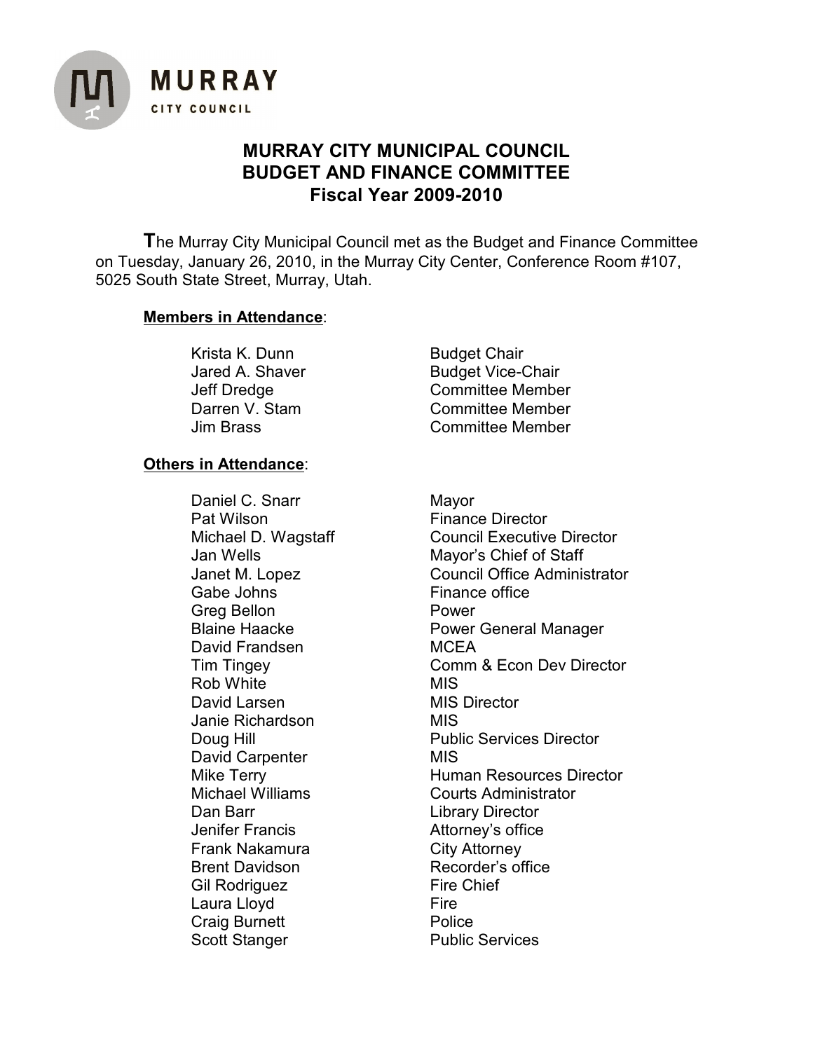MURRAY
CITY COUNCIL

# MURRAY CITY MUNICIPAL COUNCIL
# BUDGET AND FINANCE COMMITTEE
## Fiscal Year 2009-2010

The Murray City Municipal Council met as the Budget and Finance Committee on Tuesday, January 26, 2010, in the Murray City Center, Conference Room #107, 5025 South State Street, Murray, Utah.

**Members in Attendance**:

| | |
|---|---|
| Krista K. Dunn | Budget Chair |
| Jared A. Shaver | Budget Vice-Chair |
| Jeff Dredge | Committee Member |
| Darren V. Stam | Committee Member |
| Jim Brass | Committee Member |

**Others in Attendance**:

| | |
|---|---|
| Daniel C. Snarr | Mayor |
| Pat Wilson | Finance Director |
| Michael D. Wagstaff | Council Executive Director |
| Jan Wells | Mayor's Chief of Staff |
| Janet M. Lopez | Council Office Administrator |
| Gabe Johns | Finance office |
| Greg Bellon | Power |
| Blaine Haacke | Power General Manager |
| David Frandsen | MCEA |
| Tim Tingey | Comm & Econ Dev Director |
| Rob White | MIS |
| David Larsen | MIS Director |
| Janie Richardson | MIS |
| Doug Hill | Public Services Director |
| David Carpenter | MIS |
| Mike Terry | Human Resources Director |
| Michael Williams | Courts Administrator |
| Dan Barr | Library Director |
| Jenifer Francis | Attorney's office |
| Frank Nakamura | City Attorney |
| Brent Davidson | Recorder's office |
| Gil Rodriguez | Fire Chief |
| Laura Lloyd | Fire |
| Craig Burnett | Police |
| Scott Stanger | Public Services |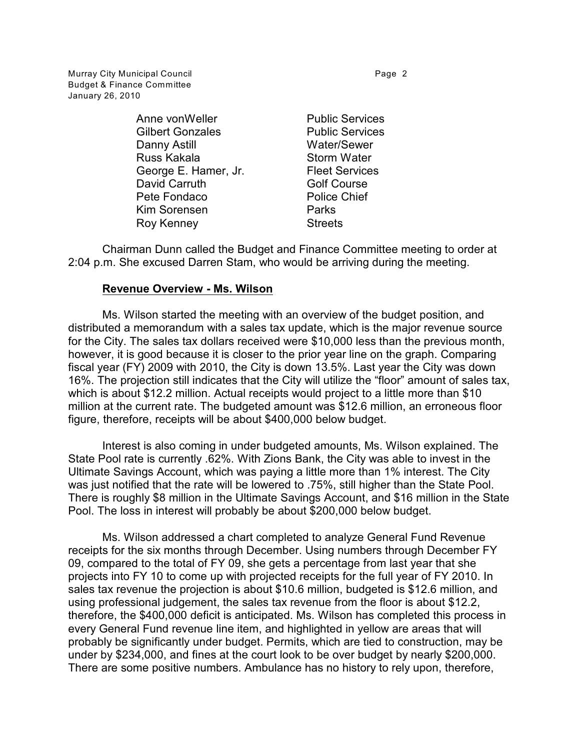| | |
|---|---|
| Anne vonWeller | Public Services |
| Gilbert Gonzales | Public Services |
| Danny Astill | Water/Sewer |
| Russ Kakala | Storm Water |
| George E. Hamer, Jr. | Fleet Services |
| David Carruth | Golf Course |
| Pete Fondaco | Police Chief |
| Kim Sorensen | Parks |
| Roy Kenney | Streets |

Chairman Dunn called the Budget and Finance Committee meeting to order at 2:04 p.m. She excused Darren Stam, who would be arriving during the meeting.

**Revenue Overview - Ms. Wilson**

Ms. Wilson started the meeting with an overview of the budget position, and distributed a memorandum with a sales tax update, which is the major revenue source for the City. The sales tax dollars received were $10,000 less than the previous month, however, it is good because it is closer to the prior year line on the graph. Comparing fiscal year (FY) 2009 with 2010, the City is down 13.5%. Last year the City was down 16%. The projection still indicates that the City will utilize the "floor" amount of sales tax, which is about $12.2 million. Actual receipts would project to a little more than $10 million at the current rate. The budgeted amount was $12.6 million, an erroneous floor figure, therefore, receipts will be about $400,000 below budget.

Interest is also coming in under budgeted amounts, Ms. Wilson explained. The State Pool rate is currently .62%. With Zions Bank, the City was able to invest in the Ultimate Savings Account, which was paying a little more than 1% interest. The City was just notified that the rate will be lowered to .75%, still higher than the State Pool. There is roughly $8 million in the Ultimate Savings Account, and $16 million in the State Pool. The loss in interest will probably be about $200,000 below budget.

Ms. Wilson addressed a chart completed to analyze General Fund Revenue receipts for the six months through December. Using numbers through December FY 09, compared to the total of FY 09, she gets a percentage from last year that she projects into FY 10 to come up with projected receipts for the full year of FY 2010. In sales tax revenue the projection is about $10.6 million, budgeted is $12.6 million, and using professional judgement, the sales tax revenue from the floor is about $12.2, therefore, the $400,000 deficit is anticipated. Ms. Wilson has completed this process in every General Fund revenue line item, and highlighted in yellow are areas that will probably be significantly under budget. Permits, which are tied to construction, may be under by $234,000, and fines at the court look to be over budget by nearly $200,000. There are some positive numbers. Ambulance has no history to rely upon, therefore,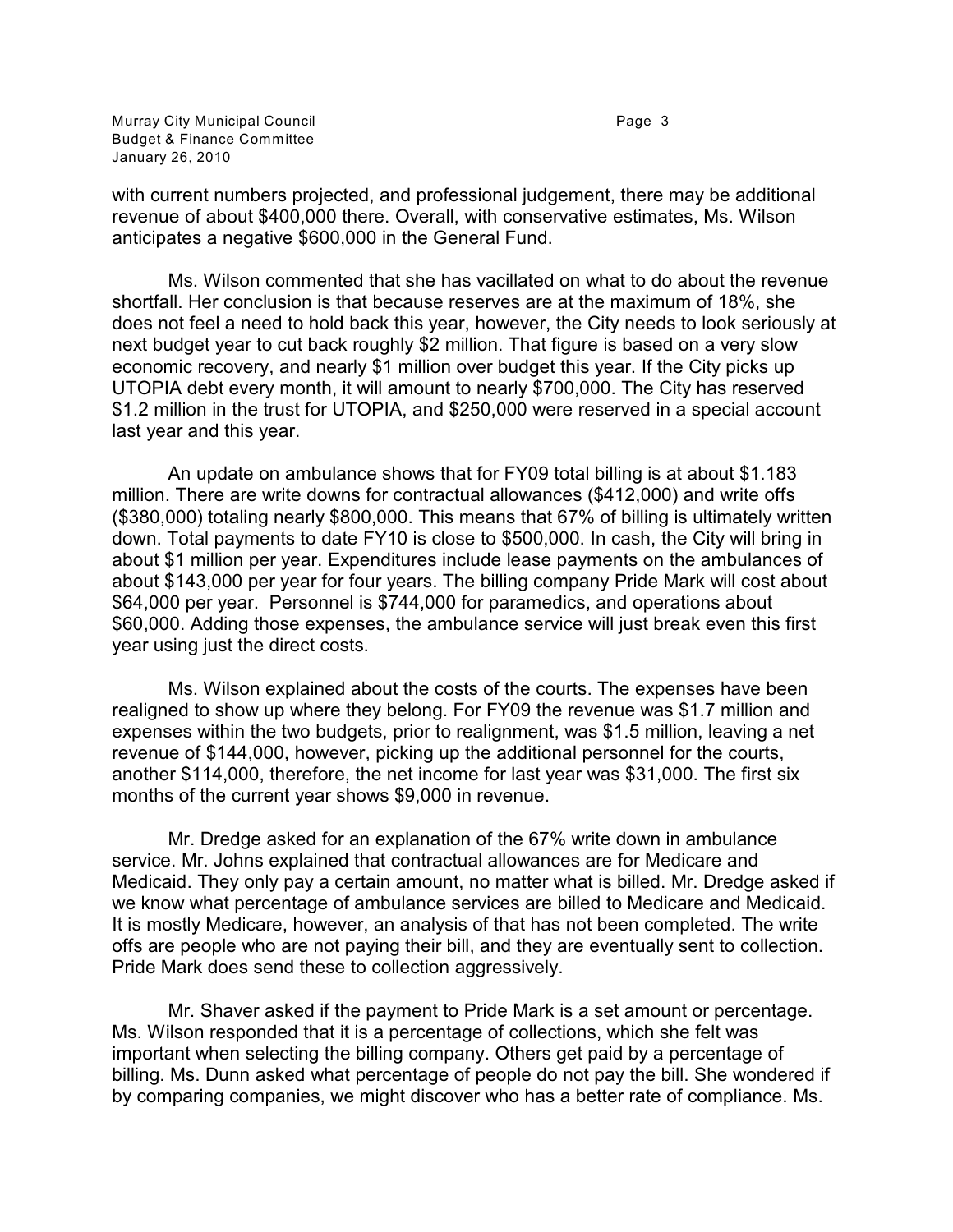with current numbers projected, and professional judgement, there may be additional revenue of about $400,000 there. Overall, with conservative estimates, Ms. Wilson anticipates a negative $600,000 in the General Fund.

Ms. Wilson commented that she has vacillated on what to do about the revenue shortfall. Her conclusion is that because reserves are at the maximum of 18%, she does not feel a need to hold back this year, however, the City needs to look seriously at next budget year to cut back roughly $2 million. That figure is based on a very slow economic recovery, and nearly $1 million over budget this year. If the City picks up UTOPIA debt every month, it will amount to nearly $700,000. The City has reserved $1.2 million in the trust for UTOPIA, and $250,000 were reserved in a special account last year and this year.

An update on ambulance shows that for FY09 total billing is at about $1.183 million. There are write downs for contractual allowances ($412,000) and write offs ($380,000) totaling nearly $800,000. This means that 67% of billing is ultimately written down. Total payments to date FY10 is close to $500,000. In cash, the City will bring in about $1 million per year. Expenditures include lease payments on the ambulances of about $143,000 per year for four years. The billing company Pride Mark will cost about $64,000 per year. Personnel is $744,000 for paramedics, and operations about $60,000. Adding those expenses, the ambulance service will just break even this first year using just the direct costs.

Ms. Wilson explained about the costs of the courts. The expenses have been realigned to show up where they belong. For FY09 the revenue was $1.7 million and expenses within the two budgets, prior to realignment, was $1.5 million, leaving a net revenue of $144,000, however, picking up the additional personnel for the courts, another $114,000, therefore, the net income for last year was $31,000. The first six months of the current year shows $9,000 in revenue.

Mr. Dredge asked for an explanation of the 67% write down in ambulance service. Mr. Johns explained that contractual allowances are for Medicare and Medicaid. They only pay a certain amount, no matter what is billed. Mr. Dredge asked if we know what percentage of ambulance services are billed to Medicare and Medicaid. It is mostly Medicare, however, an analysis of that has not been completed. The write offs are people who are not paying their bill, and they are eventually sent to collection. Pride Mark does send these to collection aggressively.

Mr. Shaver asked if the payment to Pride Mark is a set amount or percentage. Ms. Wilson responded that it is a percentage of collections, which she felt was important when selecting the billing company. Others get paid by a percentage of billing. Ms. Dunn asked what percentage of people do not pay the bill. She wondered if by comparing companies, we might discover who has a better rate of compliance. Ms.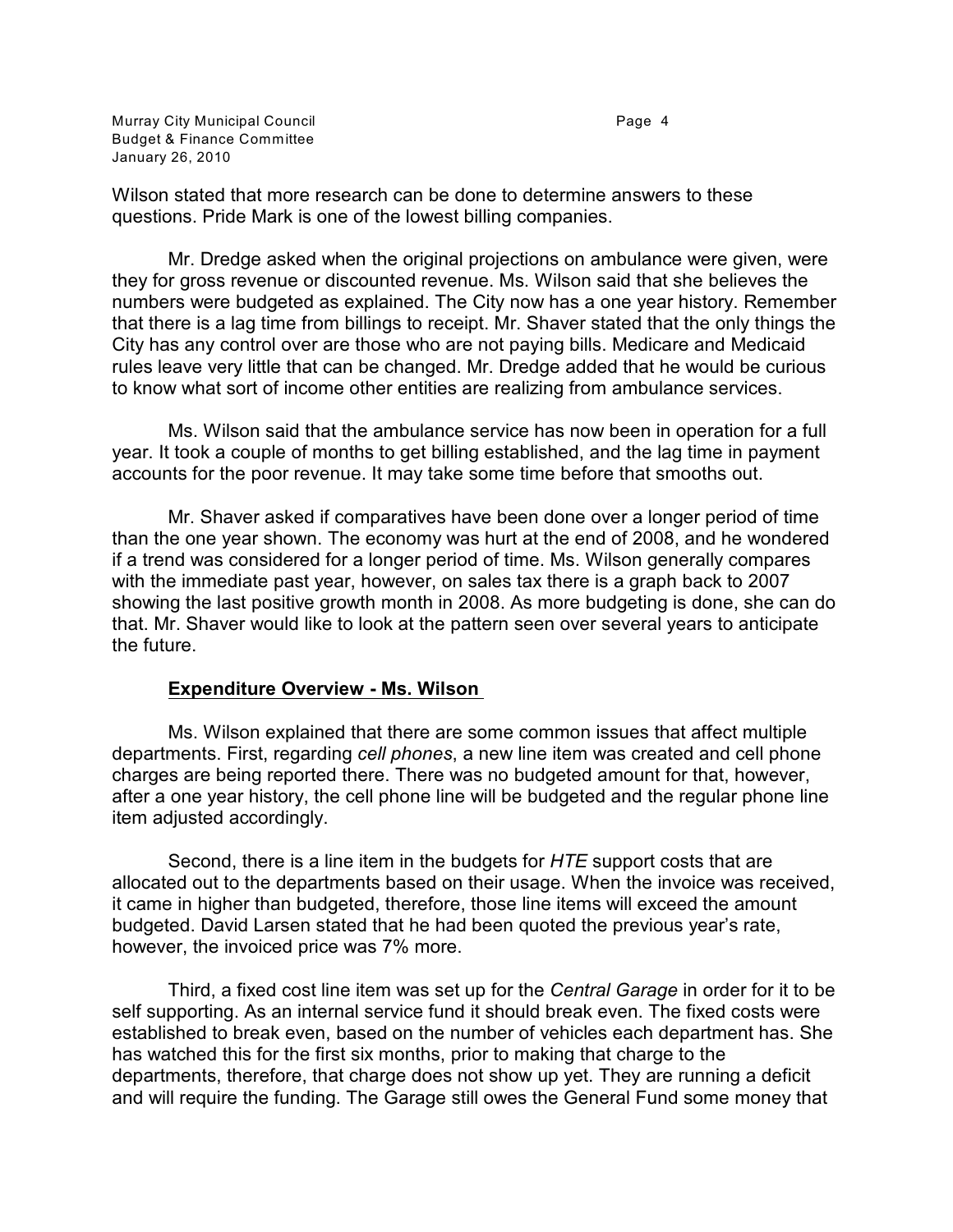Wilson stated that more research can be done to determine answers to these questions. Pride Mark is one of the lowest billing companies.

Mr. Dredge asked when the original projections on ambulance were given, were they for gross revenue or discounted revenue. Ms. Wilson said that she believes the numbers were budgeted as explained. The City now has a one year history. Remember that there is a lag time from billings to receipt. Mr. Shaver stated that the only things the City has any control over are those who are not paying bills. Medicare and Medicaid rules leave very little that can be changed. Mr. Dredge added that he would be curious to know what sort of income other entities are realizing from ambulance services.

Ms. Wilson said that the ambulance service has now been in operation for a full year. It took a couple of months to get billing established, and the lag time in payment accounts for the poor revenue. It may take some time before that smooths out.

Mr. Shaver asked if comparatives have been done over a longer period of time than the one year shown. The economy was hurt at the end of 2008, and he wondered if a trend was considered for a longer period of time. Ms. Wilson generally compares with the immediate past year, however, on sales tax there is a graph back to 2007 showing the last positive growth month in 2008. As more budgeting is done, she can do that. Mr. Shaver would like to look at the pattern seen over several years to anticipate the future.

**Expenditure Overview - Ms. Wilson**

Ms. Wilson explained that there are some common issues that affect multiple departments. First, regarding *cell phones*, a new line item was created and cell phone charges are being reported there. There was no budgeted amount for that, however, after a one year history, the cell phone line will be budgeted and the regular phone line item adjusted accordingly.

Second, there is a line item in the budgets for *HTE* support costs that are allocated out to the departments based on their usage. When the invoice was received, it came in higher than budgeted, therefore, those line items will exceed the amount budgeted. David Larsen stated that he had been quoted the previous year's rate, however, the invoiced price was 7% more.

Third, a fixed cost line item was set up for the *Central Garage* in order for it to be self supporting. As an internal service fund it should break even. The fixed costs were established to break even, based on the number of vehicles each department has. She has watched this for the first six months, prior to making that charge to the departments, therefore, that charge does not show up yet. They are running a deficit and will require the funding. The Garage still owes the General Fund some money that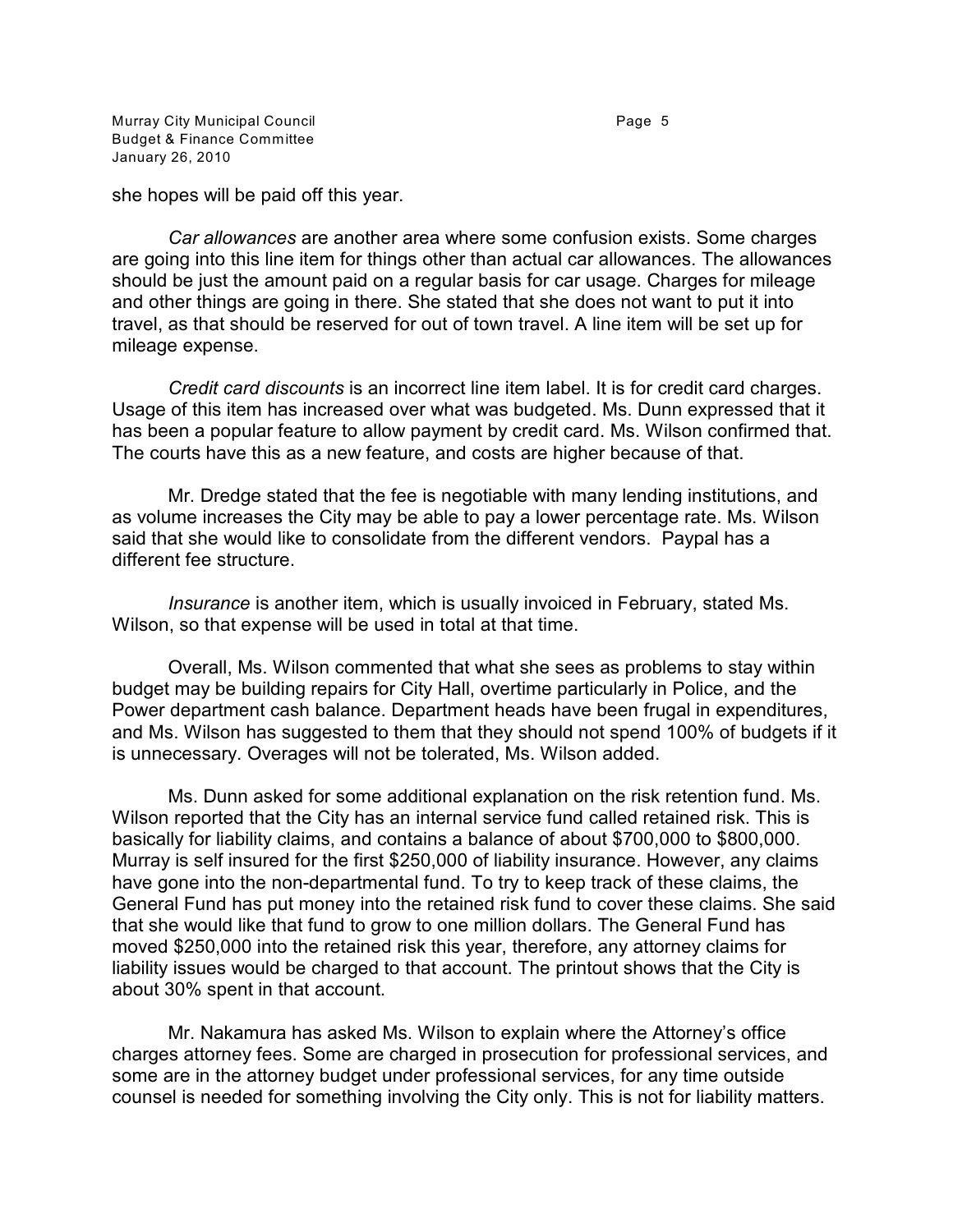she hopes will be paid off this year.

*Car allowances* are another area where some confusion exists. Some charges are going into this line item for things other than actual car allowances. The allowances should be just the amount paid on a regular basis for car usage. Charges for mileage and other things are going in there. She stated that she does not want to put it into travel, as that should be reserved for out of town travel. A line item will be set up for mileage expense.

*Credit card discounts* is an incorrect line item label. It is for credit card charges. Usage of this item has increased over what was budgeted. Ms. Dunn expressed that it has been a popular feature to allow payment by credit card. Ms. Wilson confirmed that. The courts have this as a new feature, and costs are higher because of that.

Mr. Dredge stated that the fee is negotiable with many lending institutions, and as volume increases the City may be able to pay a lower percentage rate. Ms. Wilson said that she would like to consolidate from the different vendors. Paypal has a different fee structure.

*Insurance* is another item, which is usually invoiced in February, stated Ms. Wilson, so that expense will be used in total at that time.

Overall, Ms. Wilson commented that what she sees as problems to stay within budget may be building repairs for City Hall, overtime particularly in Police, and the Power department cash balance. Department heads have been frugal in expenditures, and Ms. Wilson has suggested to them that they should not spend 100% of budgets if it is unnecessary. Overages will not be tolerated, Ms. Wilson added.

Ms. Dunn asked for some additional explanation on the risk retention fund. Ms. Wilson reported that the City has an internal service fund called retained risk. This is basically for liability claims, and contains a balance of about $700,000 to $800,000. Murray is self insured for the first $250,000 of liability insurance. However, any claims have gone into the non-departmental fund. To try to keep track of these claims, the General Fund has put money into the retained risk fund to cover these claims. She said that she would like that fund to grow to one million dollars. The General Fund has moved $250,000 into the retained risk this year, therefore, any attorney claims for liability issues would be charged to that account. The printout shows that the City is about 30% spent in that account.

Mr. Nakamura has asked Ms. Wilson to explain where the Attorney's office charges attorney fees. Some are charged in prosecution for professional services, and some are in the attorney budget under professional services, for any time outside counsel is needed for something involving the City only. This is not for liability matters.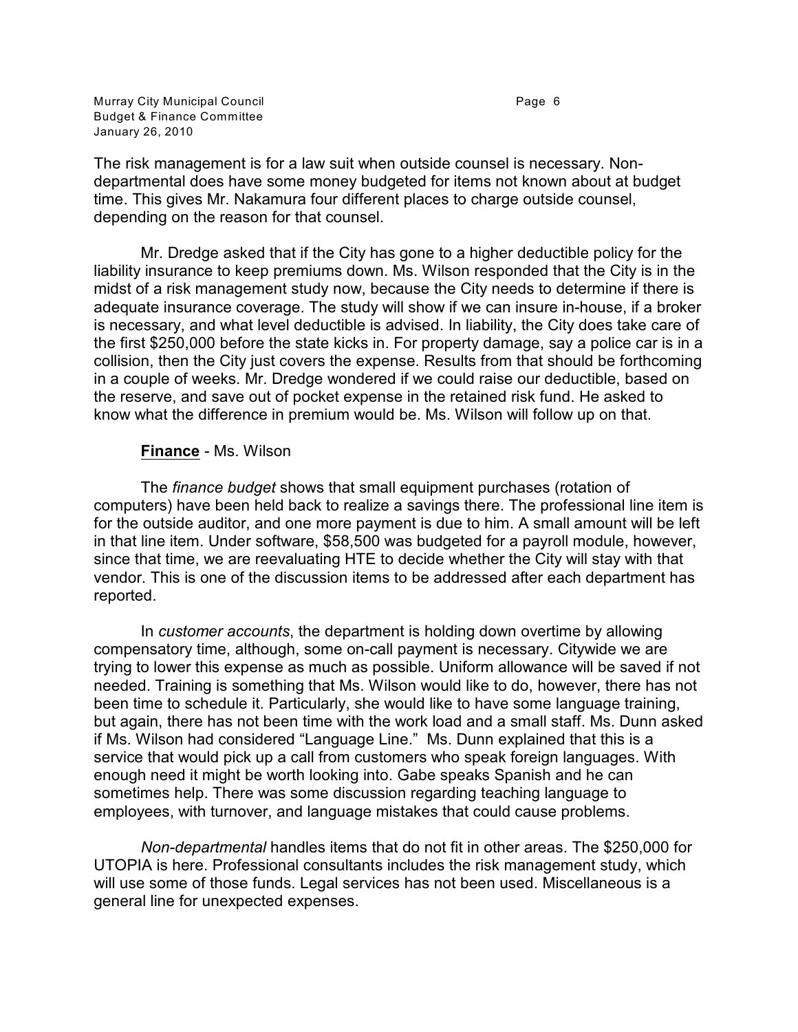The risk management is for a law suit when outside counsel is necessary. Non-departmental does have some money budgeted for items not known about at budget time. This gives Mr. Nakamura four different places to charge outside counsel, depending on the reason for that counsel.

Mr. Dredge asked that if the City has gone to a higher deductible policy for the liability insurance to keep premiums down. Ms. Wilson responded that the City is in the midst of a risk management study now, because the City needs to determine if there is adequate insurance coverage. The study will show if we can insure in-house, if a broker is necessary, and what level deductible is advised. In liability, the City does take care of the first $250,000 before the state kicks in. For property damage, say a police car is in a collision, then the City just covers the expense. Results from that should be forthcoming in a couple of weeks. Mr. Dredge wondered if we could raise our deductible, based on the reserve, and save out of pocket expense in the retained risk fund. He asked to know what the difference in premium would be. Ms. Wilson will follow up on that.

**Finance** - Ms. Wilson

The *finance budget* shows that small equipment purchases (rotation of computers) have been held back to realize a savings there. The professional line item is for the outside auditor, and one more payment is due to him. A small amount will be left in that line item. Under software, $58,500 was budgeted for a payroll module, however, since that time, we are reevaluating HTE to decide whether the City will stay with that vendor. This is one of the discussion items to be addressed after each department has reported.

In *customer accounts*, the department is holding down overtime by allowing compensatory time, although, some on-call payment is necessary. Citywide we are trying to lower this expense as much as possible. Uniform allowance will be saved if not needed. Training is something that Ms. Wilson would like to do, however, there has not been time to schedule it. Particularly, she would like to have some language training, but again, there has not been time with the work load and a small staff. Ms. Dunn asked if Ms. Wilson had considered "Language Line." Ms. Dunn explained that this is a service that would pick up a call from customers who speak foreign languages. With enough need it might be worth looking into. Gabe speaks Spanish and he can sometimes help. There was some discussion regarding teaching language to employees, with turnover, and language mistakes that could cause problems.

*Non-departmental* handles items that do not fit in other areas. The $250,000 for UTOPIA is here. Professional consultants includes the risk management study, which will use some of those funds. Legal services has not been used. Miscellaneous is a general line for unexpected expenses.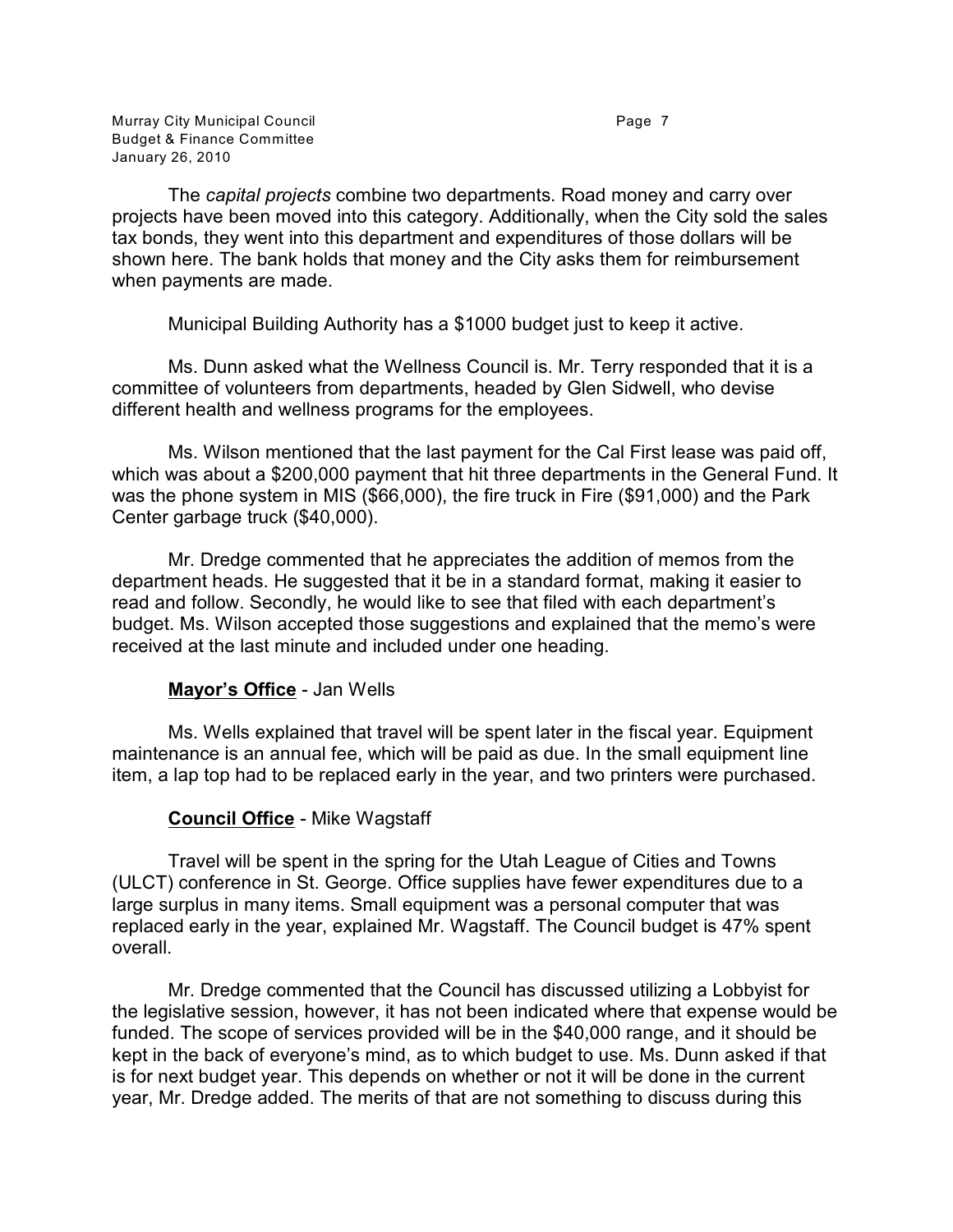The *capital projects* combine two departments. Road money and carry over projects have been moved into this category. Additionally, when the City sold the sales tax bonds, they went into this department and expenditures of those dollars will be shown here. The bank holds that money and the City asks them for reimbursement when payments are made.

Municipal Building Authority has a $1000 budget just to keep it active.

Ms. Dunn asked what the Wellness Council is. Mr. Terry responded that it is a committee of volunteers from departments, headed by Glen Sidwell, who devise different health and wellness programs for the employees.

Ms. Wilson mentioned that the last payment for the Cal First lease was paid off, which was about a $200,000 payment that hit three departments in the General Fund. It was the phone system in MIS ($66,000), the fire truck in Fire ($91,000) and the Park Center garbage truck ($40,000).

Mr. Dredge commented that he appreciates the addition of memos from the department heads. He suggested that it be in a standard format, making it easier to read and follow. Secondly, he would like to see that filed with each department's budget. Ms. Wilson accepted those suggestions and explained that the memo's were received at the last minute and included under one heading.

**Mayor's Office** - Jan Wells

Ms. Wells explained that travel will be spent later in the fiscal year. Equipment maintenance is an annual fee, which will be paid as due. In the small equipment line item, a lap top had to be replaced early in the year, and two printers were purchased.

**Council Office** - Mike Wagstaff

Travel will be spent in the spring for the Utah League of Cities and Towns (ULCT) conference in St. George. Office supplies have fewer expenditures due to a large surplus in many items. Small equipment was a personal computer that was replaced early in the year, explained Mr. Wagstaff. The Council budget is 47% spent overall.

Mr. Dredge commented that the Council has discussed utilizing a Lobbyist for the legislative session, however, it has not been indicated where that expense would be funded. The scope of services provided will be in the $40,000 range, and it should be kept in the back of everyone's mind, as to which budget to use. Ms. Dunn asked if that is for next budget year. This depends on whether or not it will be done in the current year, Mr. Dredge added. The merits of that are not something to discuss during this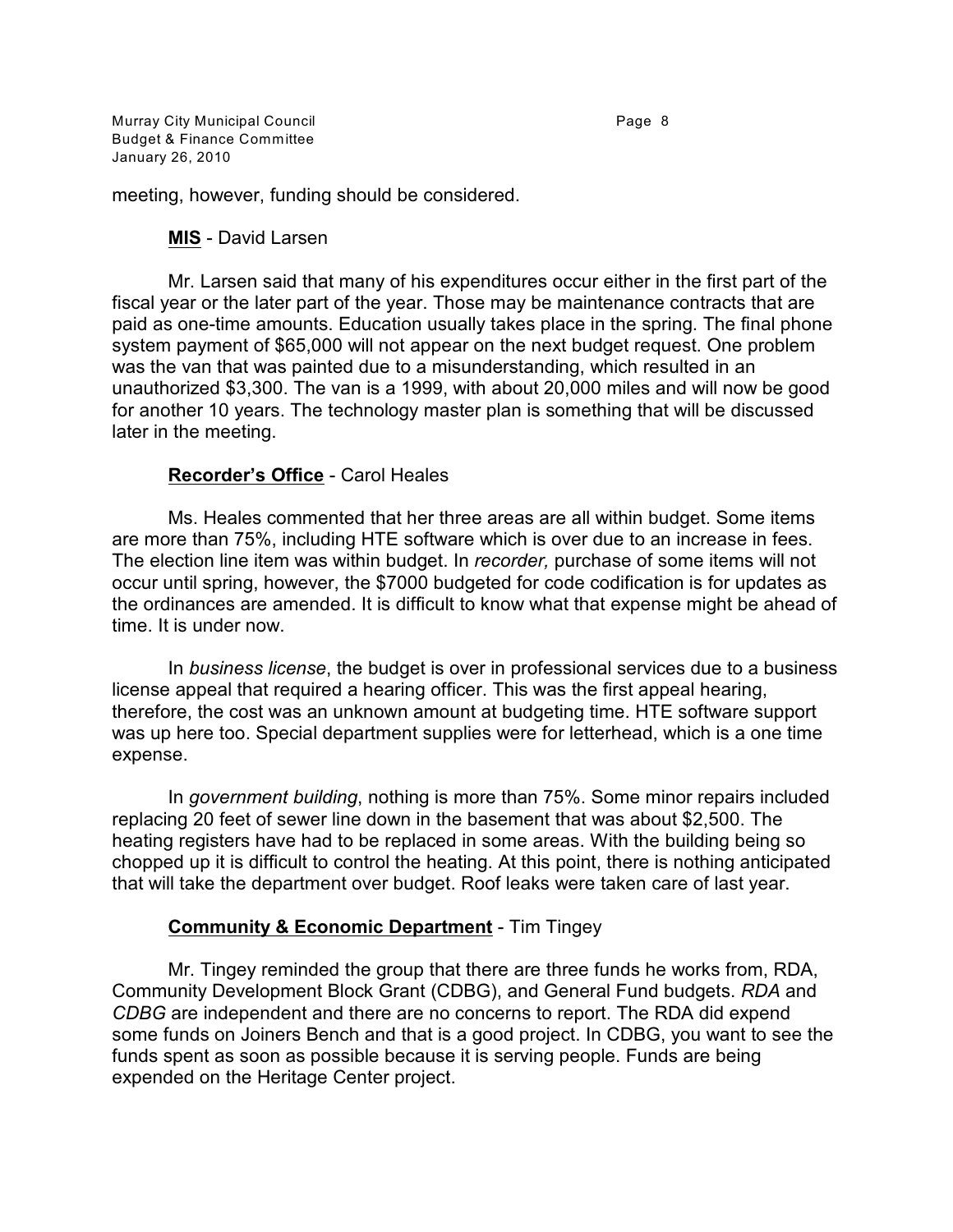meeting, however, funding should be considered.

**MIS** - David Larsen

Mr. Larsen said that many of his expenditures occur either in the first part of the fiscal year or the later part of the year. Those may be maintenance contracts that are paid as one-time amounts. Education usually takes place in the spring. The final phone system payment of $65,000 will not appear on the next budget request. One problem was the van that was painted due to a misunderstanding, which resulted in an unauthorized $3,300. The van is a 1999, with about 20,000 miles and will now be good for another 10 years. The technology master plan is something that will be discussed later in the meeting.

**Recorder's Office** - Carol Heales

Ms. Heales commented that her three areas are all within budget. Some items are more than 75%, including HTE software which is over due to an increase in fees. The election line item was within budget. In *recorder,* purchase of some items will not occur until spring, however, the $7000 budgeted for code codification is for updates as the ordinances are amended. It is difficult to know what that expense might be ahead of time. It is under now.

In *business license*, the budget is over in professional services due to a business license appeal that required a hearing officer. This was the first appeal hearing, therefore, the cost was an unknown amount at budgeting time. HTE software support was up here too. Special department supplies were for letterhead, which is a one time expense.

In *government building*, nothing is more than 75%. Some minor repairs included replacing 20 feet of sewer line down in the basement that was about $2,500. The heating registers have had to be replaced in some areas. With the building being so chopped up it is difficult to control the heating. At this point, there is nothing anticipated that will take the department over budget. Roof leaks were taken care of last year.

**Community & Economic Department** - Tim Tingey

Mr. Tingey reminded the group that there are three funds he works from, RDA, Community Development Block Grant (CDBG), and General Fund budgets. *RDA* and *CDBG* are independent and there are no concerns to report. The RDA did expend some funds on Joiners Bench and that is a good project. In CDBG, you want to see the funds spent as soon as possible because it is serving people. Funds are being expended on the Heritage Center project.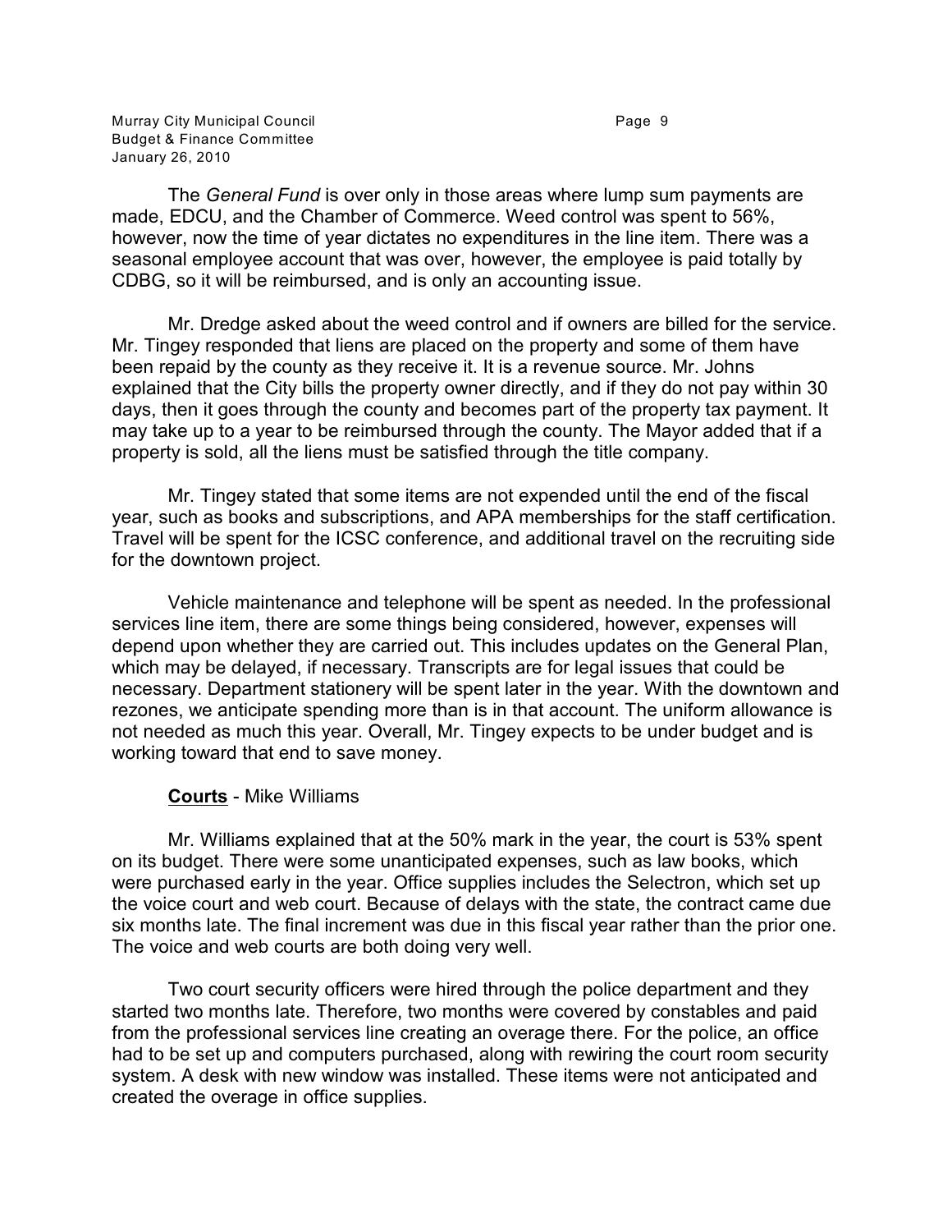The *General Fund* is over only in those areas where lump sum payments are made, EDCU, and the Chamber of Commerce. Weed control was spent to 56%, however, now the time of year dictates no expenditures in the line item. There was a seasonal employee account that was over, however, the employee is paid totally by CDBG, so it will be reimbursed, and is only an accounting issue.

Mr. Dredge asked about the weed control and if owners are billed for the service. Mr. Tingey responded that liens are placed on the property and some of them have been repaid by the county as they receive it. It is a revenue source. Mr. Johns explained that the City bills the property owner directly, and if they do not pay within 30 days, then it goes through the county and becomes part of the property tax payment. It may take up to a year to be reimbursed through the county. The Mayor added that if a property is sold, all the liens must be satisfied through the title company.

Mr. Tingey stated that some items are not expended until the end of the fiscal year, such as books and subscriptions, and APA memberships for the staff certification. Travel will be spent for the ICSC conference, and additional travel on the recruiting side for the downtown project.

Vehicle maintenance and telephone will be spent as needed. In the professional services line item, there are some things being considered, however, expenses will depend upon whether they are carried out. This includes updates on the General Plan, which may be delayed, if necessary. Transcripts are for legal issues that could be necessary. Department stationery will be spent later in the year. With the downtown and rezones, we anticipate spending more than is in that account. The uniform allowance is not needed as much this year. Overall, Mr. Tingey expects to be under budget and is working toward that end to save money.

**<u>Courts</u>** - Mike Williams

Mr. Williams explained that at the 50% mark in the year, the court is 53% spent on its budget. There were some unanticipated expenses, such as law books, which were purchased early in the year. Office supplies includes the Selectron, which set up the voice court and web court. Because of delays with the state, the contract came due six months late. The final increment was due in this fiscal year rather than the prior one. The voice and web courts are both doing very well.

Two court security officers were hired through the police department and they started two months late. Therefore, two months were covered by constables and paid from the professional services line creating an overage there. For the police, an office had to be set up and computers purchased, along with rewiring the court room security system. A desk with new window was installed. These items were not anticipated and created the overage in office supplies.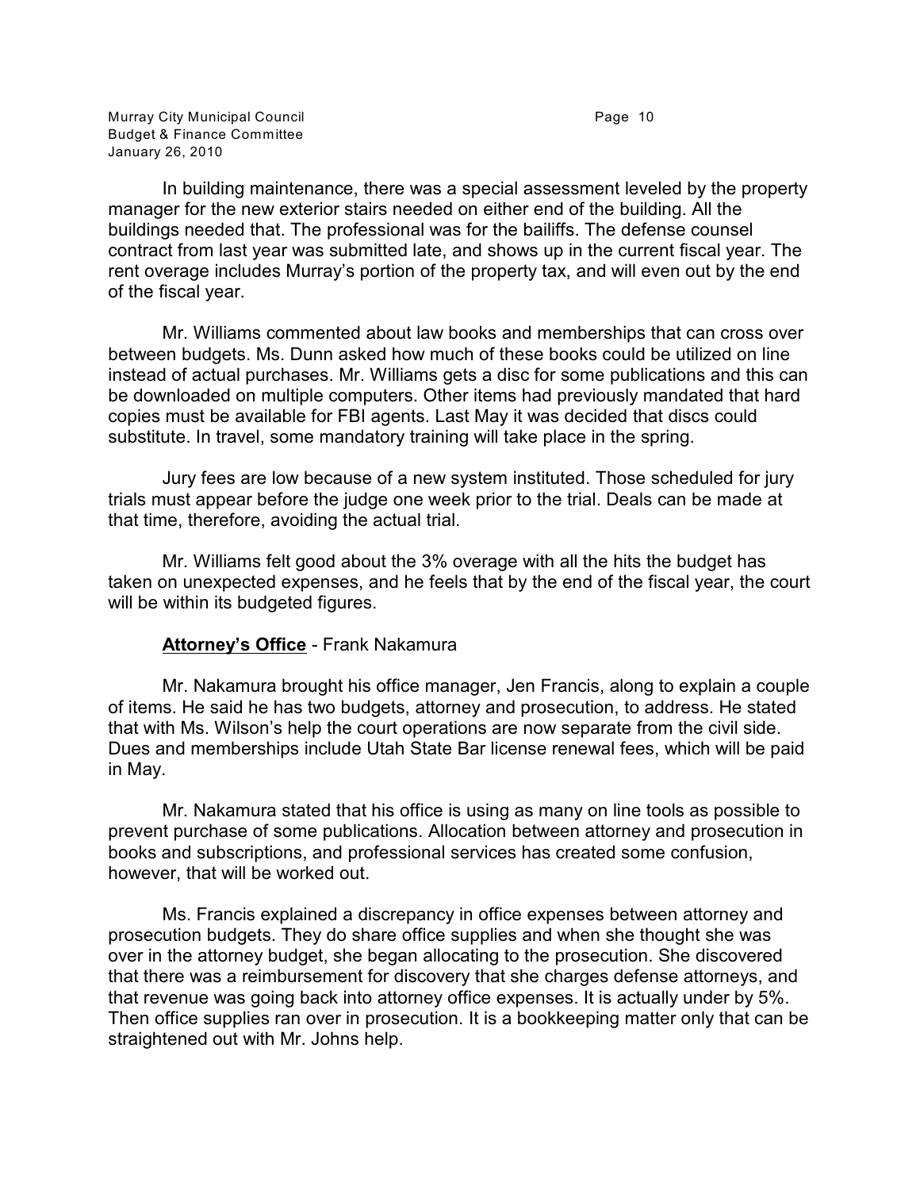In building maintenance, there was a special assessment leveled by the property manager for the new exterior stairs needed on either end of the building. All the buildings needed that. The professional was for the bailiffs. The defense counsel contract from last year was submitted late, and shows up in the current fiscal year. The rent overage includes Murray's portion of the property tax, and will even out by the end of the fiscal year.

Mr. Williams commented about law books and memberships that can cross over between budgets. Ms. Dunn asked how much of these books could be utilized on line instead of actual purchases. Mr. Williams gets a disc for some publications and this can be downloaded on multiple computers. Other items had previously mandated that hard copies must be available for FBI agents. Last May it was decided that discs could substitute. In travel, some mandatory training will take place in the spring.

Jury fees are low because of a new system instituted. Those scheduled for jury trials must appear before the judge one week prior to the trial. Deals can be made at that time, therefore, avoiding the actual trial.

Mr. Williams felt good about the 3% overage with all the hits the budget has taken on unexpected expenses, and he feels that by the end of the fiscal year, the court will be within its budgeted figures.

**Attorney's Office** - Frank Nakamura

Mr. Nakamura brought his office manager, Jen Francis, along to explain a couple of items. He said he has two budgets, attorney and prosecution, to address. He stated that with Ms. Wilson's help the court operations are now separate from the civil side. Dues and memberships include Utah State Bar license renewal fees, which will be paid in May.

Mr. Nakamura stated that his office is using as many on line tools as possible to prevent purchase of some publications. Allocation between attorney and prosecution in books and subscriptions, and professional services has created some confusion, however, that will be worked out.

Ms. Francis explained a discrepancy in office expenses between attorney and prosecution budgets. They do share office supplies and when she thought she was over in the attorney budget, she began allocating to the prosecution. She discovered that there was a reimbursement for discovery that she charges defense attorneys, and that revenue was going back into attorney office expenses. It is actually under by 5%. Then office supplies ran over in prosecution. It is a bookkeeping matter only that can be straightened out with Mr. Johns help.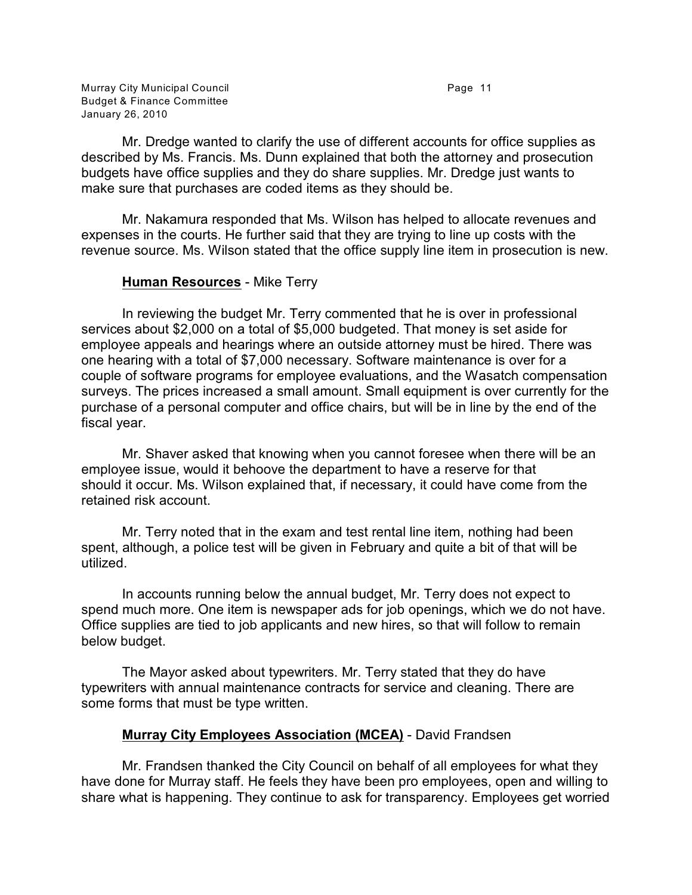Mr. Dredge wanted to clarify the use of different accounts for office supplies as described by Ms. Francis. Ms. Dunn explained that both the attorney and prosecution budgets have office supplies and they do share supplies. Mr. Dredge just wants to make sure that purchases are coded items as they should be.

Mr. Nakamura responded that Ms. Wilson has helped to allocate revenues and expenses in the courts. He further said that they are trying to line up costs with the revenue source. Ms. Wilson stated that the office supply line item in prosecution is new.

**Human Resources** - Mike Terry

In reviewing the budget Mr. Terry commented that he is over in professional services about $2,000 on a total of $5,000 budgeted. That money is set aside for employee appeals and hearings where an outside attorney must be hired. There was one hearing with a total of $7,000 necessary. Software maintenance is over for a couple of software programs for employee evaluations, and the Wasatch compensation surveys. The prices increased a small amount. Small equipment is over currently for the purchase of a personal computer and office chairs, but will be in line by the end of the fiscal year.

Mr. Shaver asked that knowing when you cannot foresee when there will be an employee issue, would it behoove the department to have a reserve for that should it occur. Ms. Wilson explained that, if necessary, it could have come from the retained risk account.

Mr. Terry noted that in the exam and test rental line item, nothing had been spent, although, a police test will be given in February and quite a bit of that will be utilized.

In accounts running below the annual budget, Mr. Terry does not expect to spend much more. One item is newspaper ads for job openings, which we do not have. Office supplies are tied to job applicants and new hires, so that will follow to remain below budget.

The Mayor asked about typewriters. Mr. Terry stated that they do have typewriters with annual maintenance contracts for service and cleaning. There are some forms that must be type written.

**Murray City Employees Association (MCEA)** - David Frandsen

Mr. Frandsen thanked the City Council on behalf of all employees for what they have done for Murray staff. He feels they have been pro employees, open and willing to share what is happening. They continue to ask for transparency. Employees get worried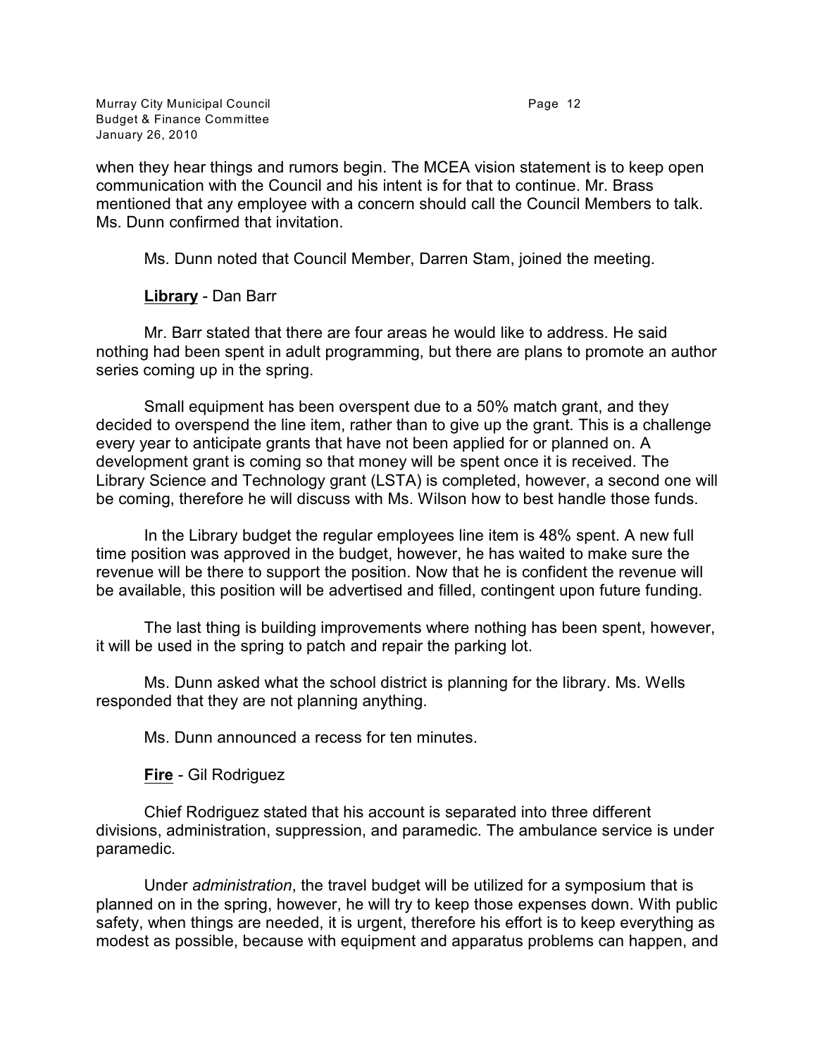when they hear things and rumors begin. The MCEA vision statement is to keep open communication with the Council and his intent is for that to continue. Mr. Brass mentioned that any employee with a concern should call the Council Members to talk. Ms. Dunn confirmed that invitation.

Ms. Dunn noted that Council Member, Darren Stam, joined the meeting.

**Library** - Dan Barr

Mr. Barr stated that there are four areas he would like to address. He said nothing had been spent in adult programming, but there are plans to promote an author series coming up in the spring.

Small equipment has been overspent due to a 50% match grant, and they decided to overspend the line item, rather than to give up the grant. This is a challenge every year to anticipate grants that have not been applied for or planned on. A development grant is coming so that money will be spent once it is received. The Library Science and Technology grant (LSTA) is completed, however, a second one will be coming, therefore he will discuss with Ms. Wilson how to best handle those funds.

In the Library budget the regular employees line item is 48% spent. A new full time position was approved in the budget, however, he has waited to make sure the revenue will be there to support the position. Now that he is confident the revenue will be available, this position will be advertised and filled, contingent upon future funding.

The last thing is building improvements where nothing has been spent, however, it will be used in the spring to patch and repair the parking lot.

Ms. Dunn asked what the school district is planning for the library. Ms. Wells responded that they are not planning anything.

Ms. Dunn announced a recess for ten minutes.

**Fire** - Gil Rodriguez

Chief Rodriguez stated that his account is separated into three different divisions, administration, suppression, and paramedic. The ambulance service is under paramedic.

Under *administration*, the travel budget will be utilized for a symposium that is planned on in the spring, however, he will try to keep those expenses down. With public safety, when things are needed, it is urgent, therefore his effort is to keep everything as modest as possible, because with equipment and apparatus problems can happen, and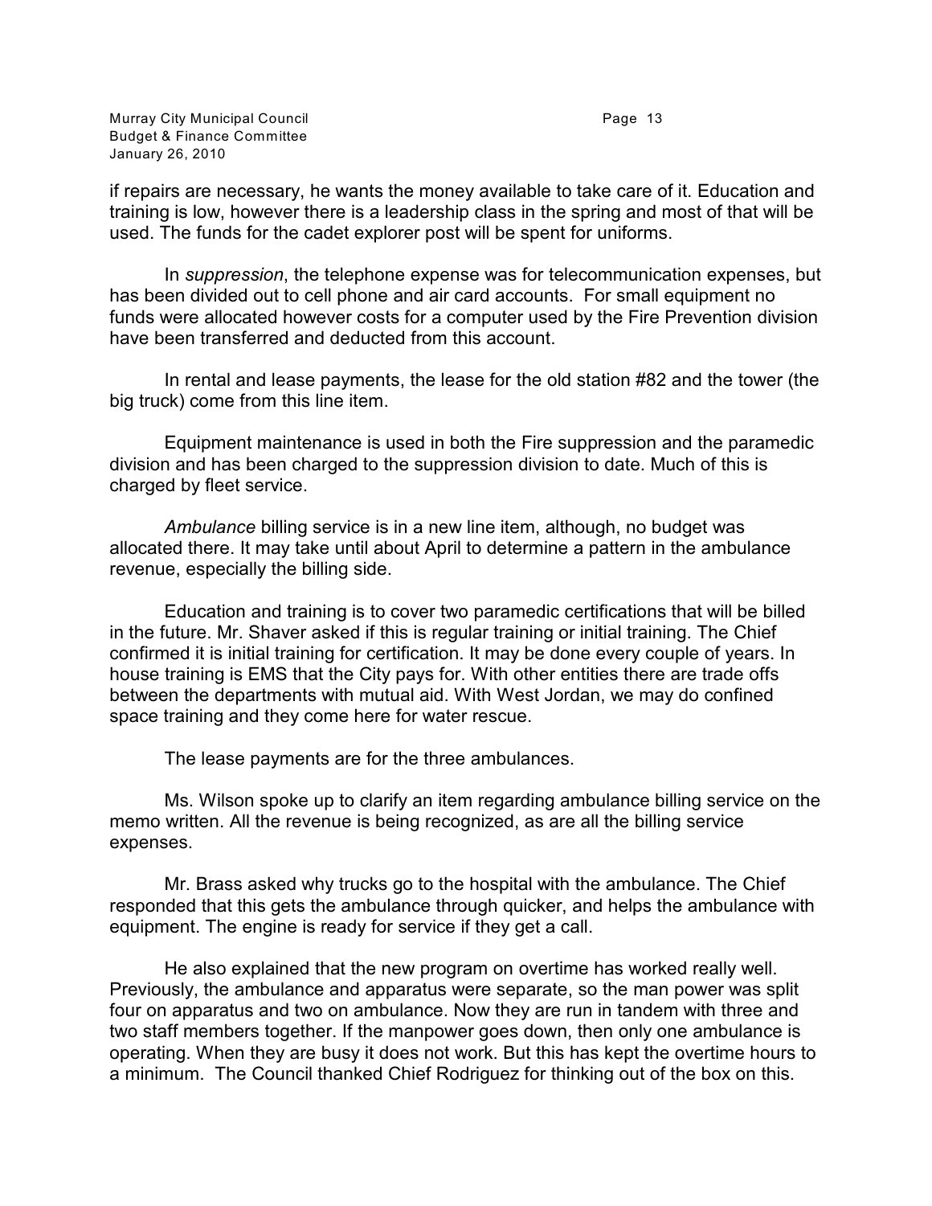if repairs are necessary, he wants the money available to take care of it. Education and training is low, however there is a leadership class in the spring and most of that will be used. The funds for the cadet explorer post will be spent for uniforms.

In *suppression*, the telephone expense was for telecommunication expenses, but has been divided out to cell phone and air card accounts. For small equipment no funds were allocated however costs for a computer used by the Fire Prevention division have been transferred and deducted from this account.

In rental and lease payments, the lease for the old station #82 and the tower (the big truck) come from this line item.

Equipment maintenance is used in both the Fire suppression and the paramedic division and has been charged to the suppression division to date. Much of this is charged by fleet service.

*Ambulance* billing service is in a new line item, although, no budget was allocated there. It may take until about April to determine a pattern in the ambulance revenue, especially the billing side.

Education and training is to cover two paramedic certifications that will be billed in the future. Mr. Shaver asked if this is regular training or initial training. The Chief confirmed it is initial training for certification. It may be done every couple of years. In house training is EMS that the City pays for. With other entities there are trade offs between the departments with mutual aid. With West Jordan, we may do confined space training and they come here for water rescue.

The lease payments are for the three ambulances.

Ms. Wilson spoke up to clarify an item regarding ambulance billing service on the memo written. All the revenue is being recognized, as are all the billing service expenses.

Mr. Brass asked why trucks go to the hospital with the ambulance. The Chief responded that this gets the ambulance through quicker, and helps the ambulance with equipment. The engine is ready for service if they get a call.

He also explained that the new program on overtime has worked really well. Previously, the ambulance and apparatus were separate, so the man power was split four on apparatus and two on ambulance. Now they are run in tandem with three and two staff members together. If the manpower goes down, then only one ambulance is operating. When they are busy it does not work. But this has kept the overtime hours to a minimum. The Council thanked Chief Rodriguez for thinking out of the box on this.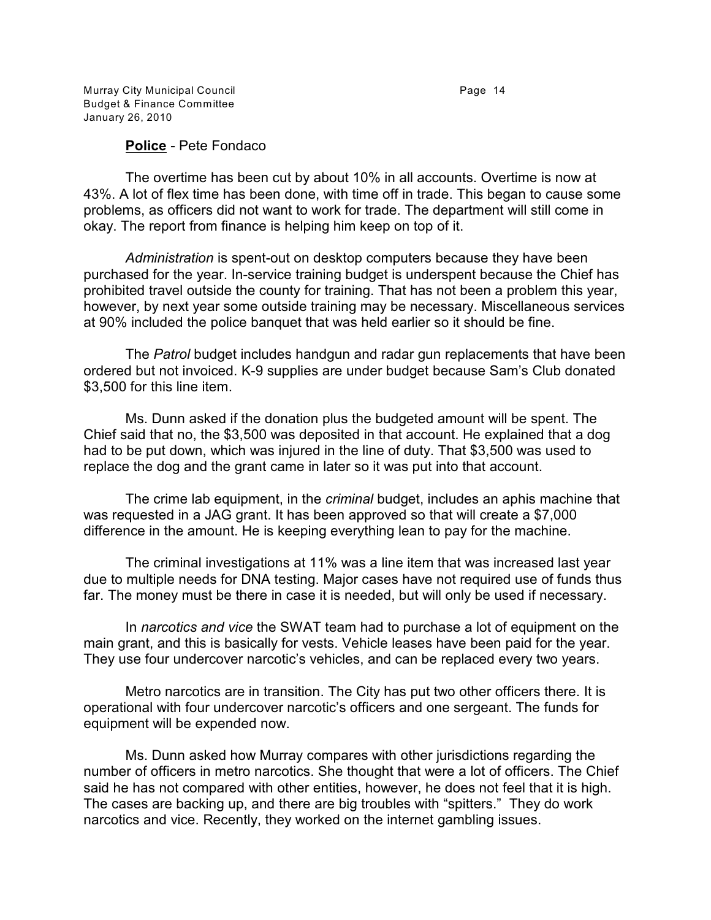**Police** - Pete Fondaco

The overtime has been cut by about 10% in all accounts. Overtime is now at 43%. A lot of flex time has been done, with time off in trade. This began to cause some problems, as officers did not want to work for trade. The department will still come in okay. The report from finance is helping him keep on top of it.

*Administration* is spent-out on desktop computers because they have been purchased for the year. In-service training budget is underspent because the Chief has prohibited travel outside the county for training. That has not been a problem this year, however, by next year some outside training may be necessary. Miscellaneous services at 90% included the police banquet that was held earlier so it should be fine.

The *Patrol* budget includes handgun and radar gun replacements that have been ordered but not invoiced. K-9 supplies are under budget because Sam's Club donated $3,500 for this line item.

Ms. Dunn asked if the donation plus the budgeted amount will be spent. The Chief said that no, the $3,500 was deposited in that account. He explained that a dog had to be put down, which was injured in the line of duty. That $3,500 was used to replace the dog and the grant came in later so it was put into that account.

The crime lab equipment, in the *criminal* budget, includes an aphis machine that was requested in a JAG grant. It has been approved so that will create a $7,000 difference in the amount. He is keeping everything lean to pay for the machine.

The criminal investigations at 11% was a line item that was increased last year due to multiple needs for DNA testing. Major cases have not required use of funds thus far. The money must be there in case it is needed, but will only be used if necessary.

In *narcotics and vice* the SWAT team had to purchase a lot of equipment on the main grant, and this is basically for vests. Vehicle leases have been paid for the year. They use four undercover narcotic's vehicles, and can be replaced every two years.

Metro narcotics are in transition. The City has put two other officers there. It is operational with four undercover narcotic's officers and one sergeant. The funds for equipment will be expended now.

Ms. Dunn asked how Murray compares with other jurisdictions regarding the number of officers in metro narcotics. She thought that were a lot of officers. The Chief said he has not compared with other entities, however, he does not feel that it is high. The cases are backing up, and there are big troubles with "spitters." They do work narcotics and vice. Recently, they worked on the internet gambling issues.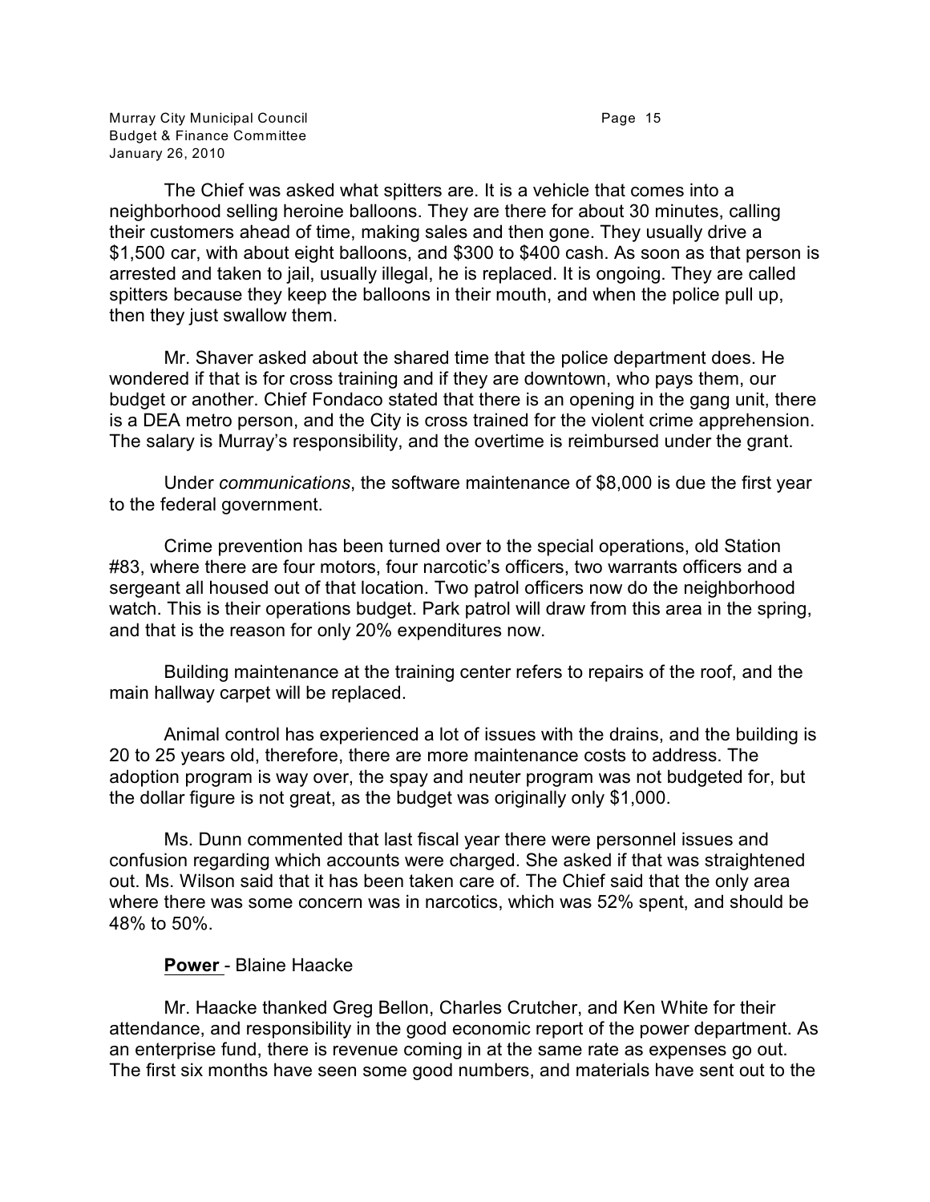The Chief was asked what spitters are. It is a vehicle that comes into a neighborhood selling heroine balloons. They are there for about 30 minutes, calling their customers ahead of time, making sales and then gone. They usually drive a $1,500 car, with about eight balloons, and $300 to $400 cash. As soon as that person is arrested and taken to jail, usually illegal, he is replaced. It is ongoing. They are called spitters because they keep the balloons in their mouth, and when the police pull up, then they just swallow them.

Mr. Shaver asked about the shared time that the police department does. He wondered if that is for cross training and if they are downtown, who pays them, our budget or another. Chief Fondaco stated that there is an opening in the gang unit, there is a DEA metro person, and the City is cross trained for the violent crime apprehension. The salary is Murray's responsibility, and the overtime is reimbursed under the grant.

Under *communications*, the software maintenance of $8,000 is due the first year to the federal government.

Crime prevention has been turned over to the special operations, old Station #83, where there are four motors, four narcotic's officers, two warrants officers and a sergeant all housed out of that location. Two patrol officers now do the neighborhood watch. This is their operations budget. Park patrol will draw from this area in the spring, and that is the reason for only 20% expenditures now.

Building maintenance at the training center refers to repairs of the roof, and the main hallway carpet will be replaced.

Animal control has experienced a lot of issues with the drains, and the building is 20 to 25 years old, therefore, there are more maintenance costs to address. The adoption program is way over, the spay and neuter program was not budgeted for, but the dollar figure is not great, as the budget was originally only $1,000.

Ms. Dunn commented that last fiscal year there were personnel issues and confusion regarding which accounts were charged. She asked if that was straightened out. Ms. Wilson said that it has been taken care of. The Chief said that the only area where there was some concern was in narcotics, which was 52% spent, and should be 48% to 50%.

**Power** - Blaine Haacke

Mr. Haacke thanked Greg Bellon, Charles Crutcher, and Ken White for their attendance, and responsibility in the good economic report of the power department. As an enterprise fund, there is revenue coming in at the same rate as expenses go out. The first six months have seen some good numbers, and materials have sent out to the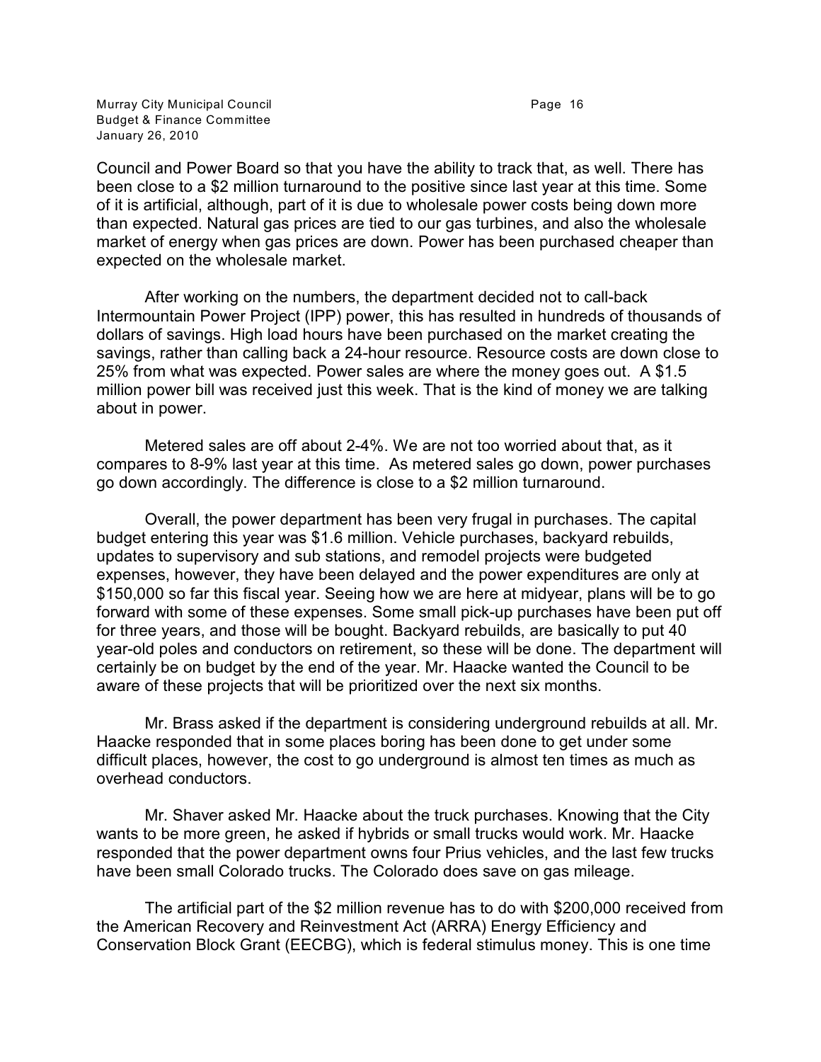Council and Power Board so that you have the ability to track that, as well. There has been close to a $2 million turnaround to the positive since last year at this time. Some of it is artificial, although, part of it is due to wholesale power costs being down more than expected. Natural gas prices are tied to our gas turbines, and also the wholesale market of energy when gas prices are down. Power has been purchased cheaper than expected on the wholesale market.

After working on the numbers, the department decided not to call-back Intermountain Power Project (IPP) power, this has resulted in hundreds of thousands of dollars of savings. High load hours have been purchased on the market creating the savings, rather than calling back a 24-hour resource. Resource costs are down close to 25% from what was expected. Power sales are where the money goes out. A $1.5 million power bill was received just this week. That is the kind of money we are talking about in power.

Metered sales are off about 2-4%. We are not too worried about that, as it compares to 8-9% last year at this time. As metered sales go down, power purchases go down accordingly. The difference is close to a $2 million turnaround.

Overall, the power department has been very frugal in purchases. The capital budget entering this year was $1.6 million. Vehicle purchases, backyard rebuilds, updates to supervisory and sub stations, and remodel projects were budgeted expenses, however, they have been delayed and the power expenditures are only at $150,000 so far this fiscal year. Seeing how we are here at midyear, plans will be to go forward with some of these expenses. Some small pick-up purchases have been put off for three years, and those will be bought. Backyard rebuilds, are basically to put 40 year-old poles and conductors on retirement, so these will be done. The department will certainly be on budget by the end of the year. Mr. Haacke wanted the Council to be aware of these projects that will be prioritized over the next six months.

Mr. Brass asked if the department is considering underground rebuilds at all. Mr. Haacke responded that in some places boring has been done to get under some difficult places, however, the cost to go underground is almost ten times as much as overhead conductors.

Mr. Shaver asked Mr. Haacke about the truck purchases. Knowing that the City wants to be more green, he asked if hybrids or small trucks would work. Mr. Haacke responded that the power department owns four Prius vehicles, and the last few trucks have been small Colorado trucks. The Colorado does save on gas mileage.

The artificial part of the $2 million revenue has to do with $200,000 received from the American Recovery and Reinvestment Act (ARRA) Energy Efficiency and Conservation Block Grant (EECBG), which is federal stimulus money. This is one time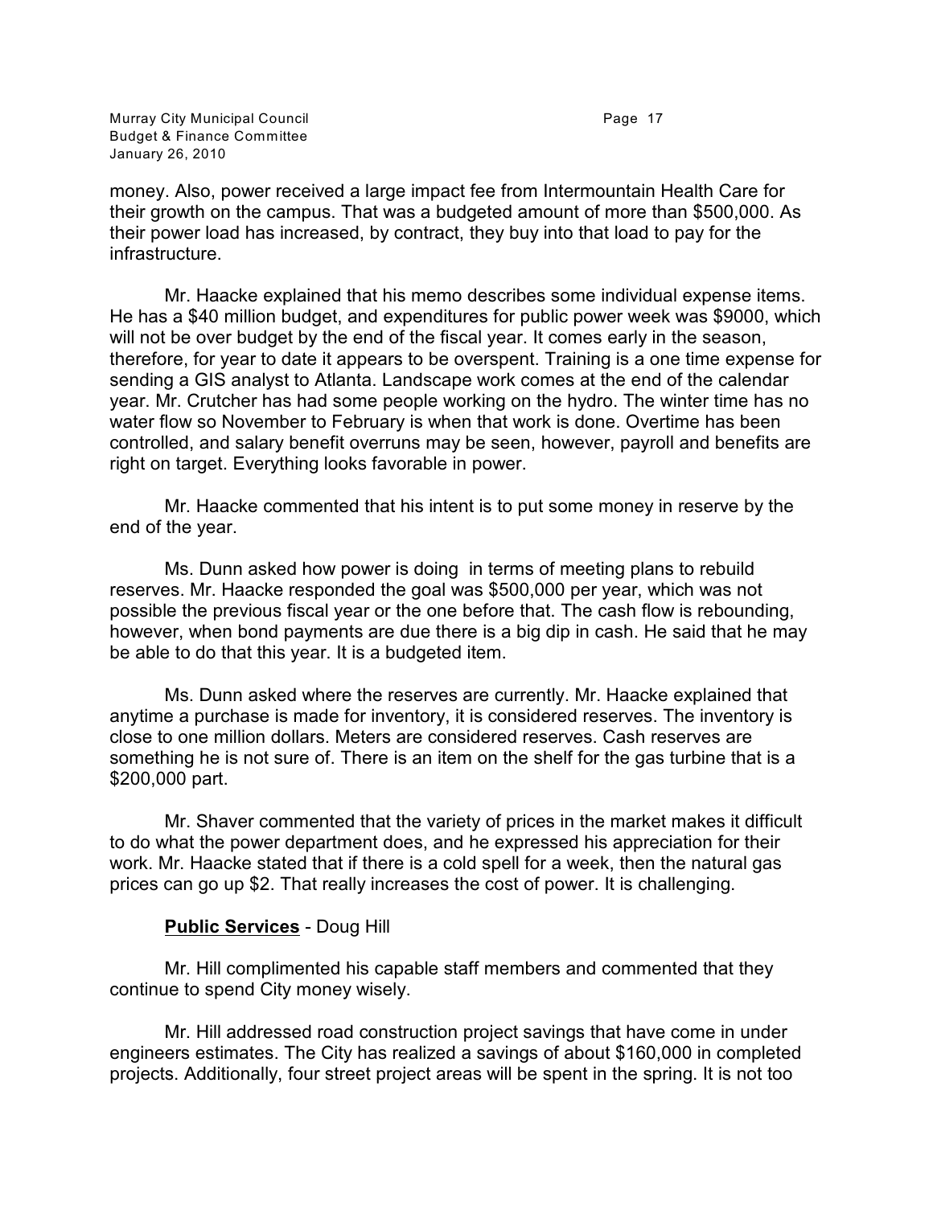money. Also, power received a large impact fee from Intermountain Health Care for their growth on the campus. That was a budgeted amount of more than $500,000. As their power load has increased, by contract, they buy into that load to pay for the infrastructure.

Mr. Haacke explained that his memo describes some individual expense items. He has a $40 million budget, and expenditures for public power week was $9000, which will not be over budget by the end of the fiscal year. It comes early in the season, therefore, for year to date it appears to be overspent. Training is a one time expense for sending a GIS analyst to Atlanta. Landscape work comes at the end of the calendar year. Mr. Crutcher has had some people working on the hydro. The winter time has no water flow so November to February is when that work is done. Overtime has been controlled, and salary benefit overruns may be seen, however, payroll and benefits are right on target. Everything looks favorable in power.

Mr. Haacke commented that his intent is to put some money in reserve by the end of the year.

Ms. Dunn asked how power is doing in terms of meeting plans to rebuild reserves. Mr. Haacke responded the goal was $500,000 per year, which was not possible the previous fiscal year or the one before that. The cash flow is rebounding, however, when bond payments are due there is a big dip in cash. He said that he may be able to do that this year. It is a budgeted item.

Ms. Dunn asked where the reserves are currently. Mr. Haacke explained that anytime a purchase is made for inventory, it is considered reserves. The inventory is close to one million dollars. Meters are considered reserves. Cash reserves are something he is not sure of. There is an item on the shelf for the gas turbine that is a $200,000 part.

Mr. Shaver commented that the variety of prices in the market makes it difficult to do what the power department does, and he expressed his appreciation for their work. Mr. Haacke stated that if there is a cold spell for a week, then the natural gas prices can go up $2. That really increases the cost of power. It is challenging.

**Public Services** - Doug Hill

Mr. Hill complimented his capable staff members and commented that they continue to spend City money wisely.

Mr. Hill addressed road construction project savings that have come in under engineers estimates. The City has realized a savings of about $160,000 in completed projects. Additionally, four street project areas will be spent in the spring. It is not too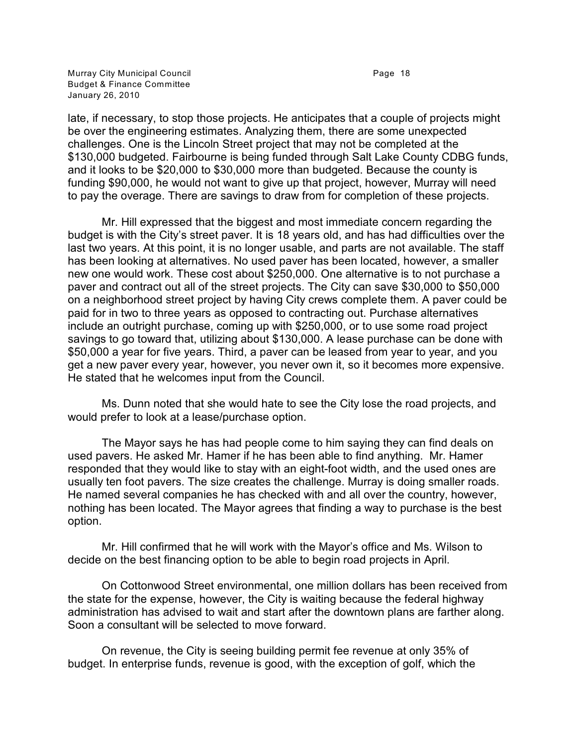late, if necessary, to stop those projects. He anticipates that a couple of projects might be over the engineering estimates. Analyzing them, there are some unexpected challenges. One is the Lincoln Street project that may not be completed at the $130,000 budgeted. Fairbourne is being funded through Salt Lake County CDBG funds, and it looks to be $20,000 to $30,000 more than budgeted. Because the county is funding $90,000, he would not want to give up that project, however, Murray will need to pay the overage. There are savings to draw from for completion of these projects.

Mr. Hill expressed that the biggest and most immediate concern regarding the budget is with the City's street paver. It is 18 years old, and has had difficulties over the last two years. At this point, it is no longer usable, and parts are not available. The staff has been looking at alternatives. No used paver has been located, however, a smaller new one would work. These cost about $250,000. One alternative is to not purchase a paver and contract out all of the street projects. The City can save $30,000 to $50,000 on a neighborhood street project by having City crews complete them. A paver could be paid for in two to three years as opposed to contracting out. Purchase alternatives include an outright purchase, coming up with $250,000, or to use some road project savings to go toward that, utilizing about $130,000. A lease purchase can be done with $50,000 a year for five years. Third, a paver can be leased from year to year, and you get a new paver every year, however, you never own it, so it becomes more expensive. He stated that he welcomes input from the Council.

Ms. Dunn noted that she would hate to see the City lose the road projects, and would prefer to look at a lease/purchase option.

The Mayor says he has had people come to him saying they can find deals on used pavers. He asked Mr. Hamer if he has been able to find anything. Mr. Hamer responded that they would like to stay with an eight-foot width, and the used ones are usually ten foot pavers. The size creates the challenge. Murray is doing smaller roads. He named several companies he has checked with and all over the country, however, nothing has been located. The Mayor agrees that finding a way to purchase is the best option.

Mr. Hill confirmed that he will work with the Mayor's office and Ms. Wilson to decide on the best financing option to be able to begin road projects in April.

On Cottonwood Street environmental, one million dollars has been received from the state for the expense, however, the City is waiting because the federal highway administration has advised to wait and start after the downtown plans are farther along. Soon a consultant will be selected to move forward.

On revenue, the City is seeing building permit fee revenue at only 35% of budget. In enterprise funds, revenue is good, with the exception of golf, which the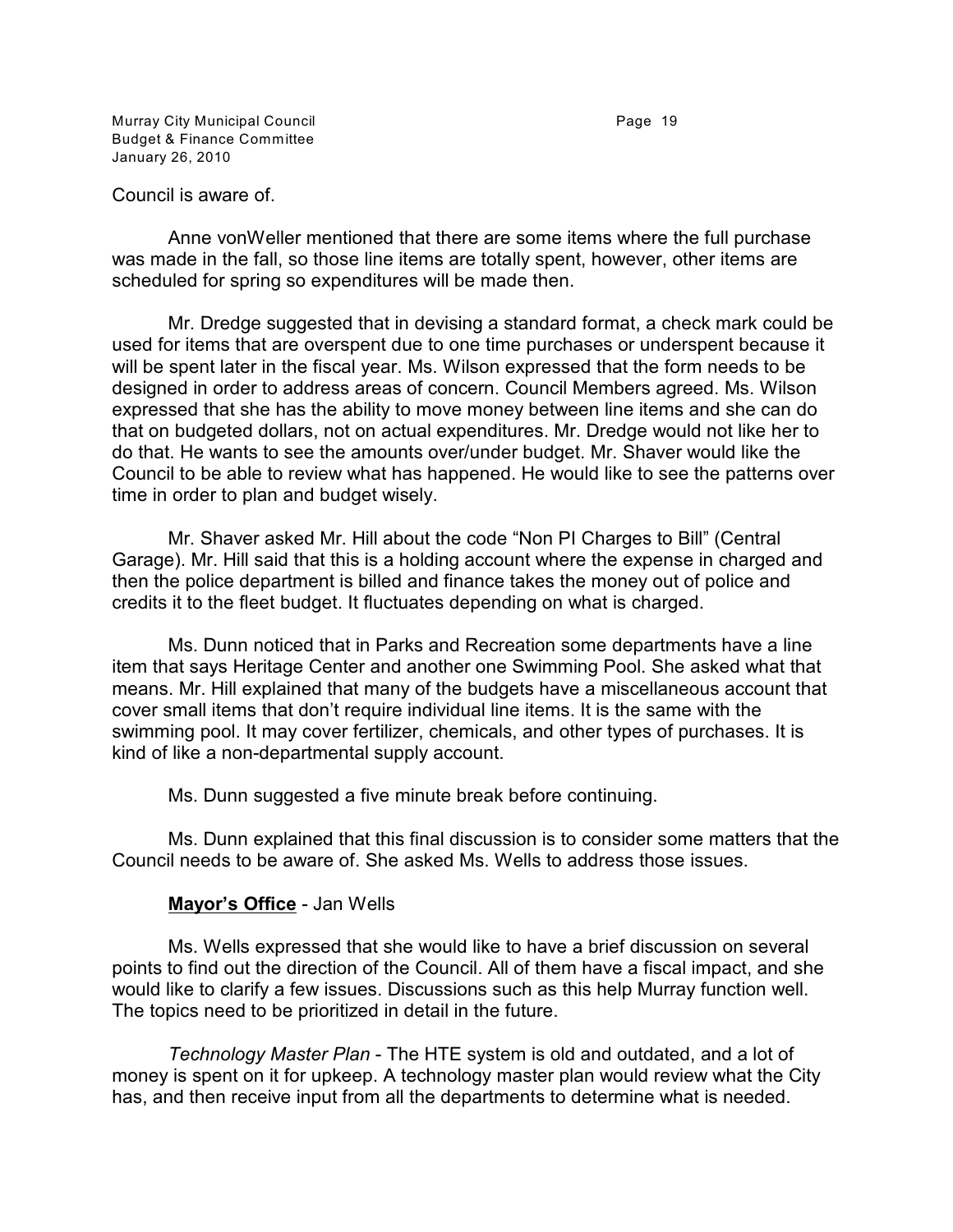Council is aware of.

Anne vonWeller mentioned that there are some items where the full purchase was made in the fall, so those line items are totally spent, however, other items are scheduled for spring so expenditures will be made then.

Mr. Dredge suggested that in devising a standard format, a check mark could be used for items that are overspent due to one time purchases or underspent because it will be spent later in the fiscal year. Ms. Wilson expressed that the form needs to be designed in order to address areas of concern. Council Members agreed. Ms. Wilson expressed that she has the ability to move money between line items and she can do that on budgeted dollars, not on actual expenditures. Mr. Dredge would not like her to do that. He wants to see the amounts over/under budget. Mr. Shaver would like the Council to be able to review what has happened. He would like to see the patterns over time in order to plan and budget wisely.

Mr. Shaver asked Mr. Hill about the code "Non PI Charges to Bill" (Central Garage). Mr. Hill said that this is a holding account where the expense in charged and then the police department is billed and finance takes the money out of police and credits it to the fleet budget. It fluctuates depending on what is charged.

Ms. Dunn noticed that in Parks and Recreation some departments have a line item that says Heritage Center and another one Swimming Pool. She asked what that means. Mr. Hill explained that many of the budgets have a miscellaneous account that cover small items that don't require individual line items. It is the same with the swimming pool. It may cover fertilizer, chemicals, and other types of purchases. It is kind of like a non-departmental supply account.

Ms. Dunn suggested a five minute break before continuing.

Ms. Dunn explained that this final discussion is to consider some matters that the Council needs to be aware of. She asked Ms. Wells to address those issues.

**Mayor's Office** - Jan Wells

Ms. Wells expressed that she would like to have a brief discussion on several points to find out the direction of the Council. All of them have a fiscal impact, and she would like to clarify a few issues. Discussions such as this help Murray function well. The topics need to be prioritized in detail in the future.

*Technology Master Plan* - The HTE system is old and outdated, and a lot of money is spent on it for upkeep. A technology master plan would review what the City has, and then receive input from all the departments to determine what is needed.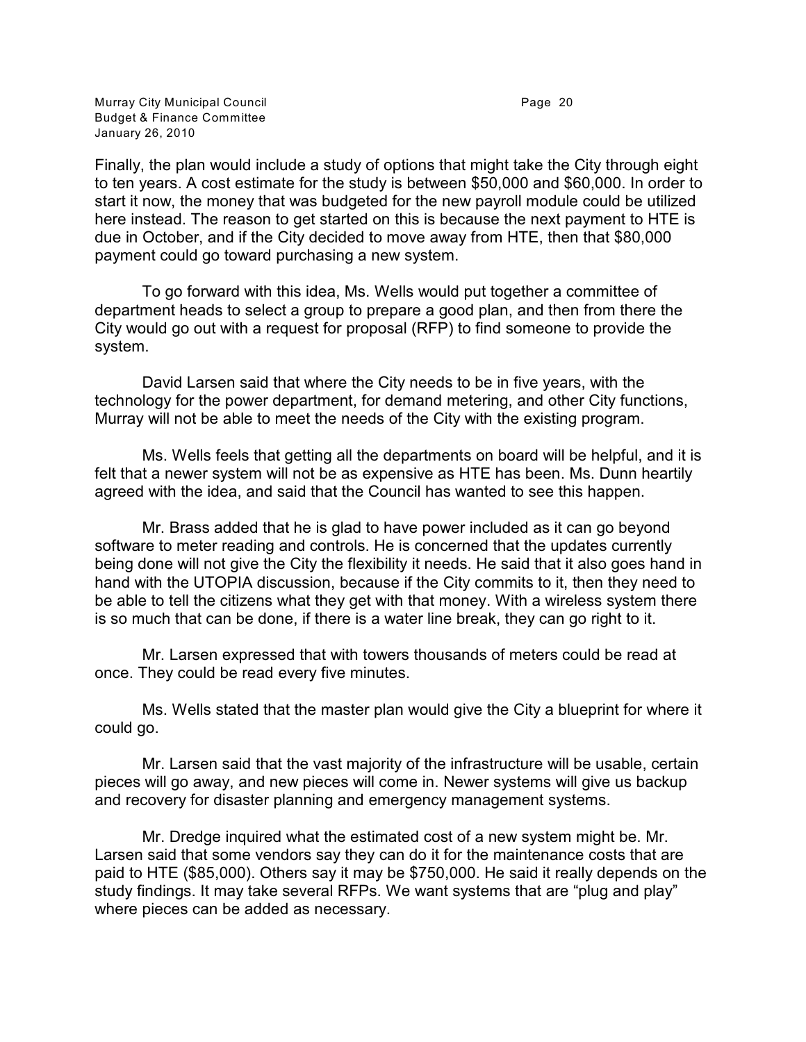Finally, the plan would include a study of options that might take the City through eight to ten years. A cost estimate for the study is between $50,000 and $60,000. In order to start it now, the money that was budgeted for the new payroll module could be utilized here instead. The reason to get started on this is because the next payment to HTE is due in October, and if the City decided to move away from HTE, then that $80,000 payment could go toward purchasing a new system.

To go forward with this idea, Ms. Wells would put together a committee of department heads to select a group to prepare a good plan, and then from there the City would go out with a request for proposal (RFP) to find someone to provide the system.

David Larsen said that where the City needs to be in five years, with the technology for the power department, for demand metering, and other City functions, Murray will not be able to meet the needs of the City with the existing program.

Ms. Wells feels that getting all the departments on board will be helpful, and it is felt that a newer system will not be as expensive as HTE has been. Ms. Dunn heartily agreed with the idea, and said that the Council has wanted to see this happen.

Mr. Brass added that he is glad to have power included as it can go beyond software to meter reading and controls. He is concerned that the updates currently being done will not give the City the flexibility it needs. He said that it also goes hand in hand with the UTOPIA discussion, because if the City commits to it, then they need to be able to tell the citizens what they get with that money. With a wireless system there is so much that can be done, if there is a water line break, they can go right to it.

Mr. Larsen expressed that with towers thousands of meters could be read at once. They could be read every five minutes.

Ms. Wells stated that the master plan would give the City a blueprint for where it could go.

Mr. Larsen said that the vast majority of the infrastructure will be usable, certain pieces will go away, and new pieces will come in. Newer systems will give us backup and recovery for disaster planning and emergency management systems.

Mr. Dredge inquired what the estimated cost of a new system might be. Mr. Larsen said that some vendors say they can do it for the maintenance costs that are paid to HTE ($85,000). Others say it may be $750,000. He said it really depends on the study findings. It may take several RFPs. We want systems that are "plug and play" where pieces can be added as necessary.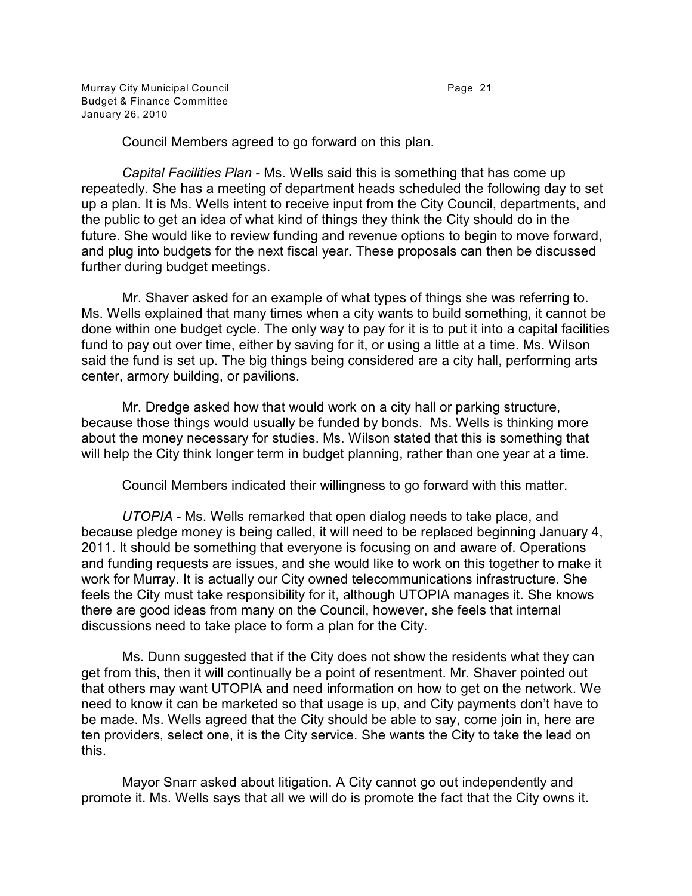Council Members agreed to go forward on this plan.

*Capital Facilities Plan* - Ms. Wells said this is something that has come up repeatedly. She has a meeting of department heads scheduled the following day to set up a plan. It is Ms. Wells intent to receive input from the City Council, departments, and the public to get an idea of what kind of things they think the City should do in the future. She would like to review funding and revenue options to begin to move forward, and plug into budgets for the next fiscal year. These proposals can then be discussed further during budget meetings.

Mr. Shaver asked for an example of what types of things she was referring to. Ms. Wells explained that many times when a city wants to build something, it cannot be done within one budget cycle. The only way to pay for it is to put it into a capital facilities fund to pay out over time, either by saving for it, or using a little at a time. Ms. Wilson said the fund is set up. The big things being considered are a city hall, performing arts center, armory building, or pavilions.

Mr. Dredge asked how that would work on a city hall or parking structure, because those things would usually be funded by bonds. Ms. Wells is thinking more about the money necessary for studies. Ms. Wilson stated that this is something that will help the City think longer term in budget planning, rather than one year at a time.

Council Members indicated their willingness to go forward with this matter.

*UTOPIA* - Ms. Wells remarked that open dialog needs to take place, and because pledge money is being called, it will need to be replaced beginning January 4, 2011. It should be something that everyone is focusing on and aware of. Operations and funding requests are issues, and she would like to work on this together to make it work for Murray. It is actually our City owned telecommunications infrastructure. She feels the City must take responsibility for it, although UTOPIA manages it. She knows there are good ideas from many on the Council, however, she feels that internal discussions need to take place to form a plan for the City.

Ms. Dunn suggested that if the City does not show the residents what they can get from this, then it will continually be a point of resentment. Mr. Shaver pointed out that others may want UTOPIA and need information on how to get on the network. We need to know it can be marketed so that usage is up, and City payments don't have to be made. Ms. Wells agreed that the City should be able to say, come join in, here are ten providers, select one, it is the City service. She wants the City to take the lead on this.

Mayor Snarr asked about litigation. A City cannot go out independently and promote it. Ms. Wells says that all we will do is promote the fact that the City owns it.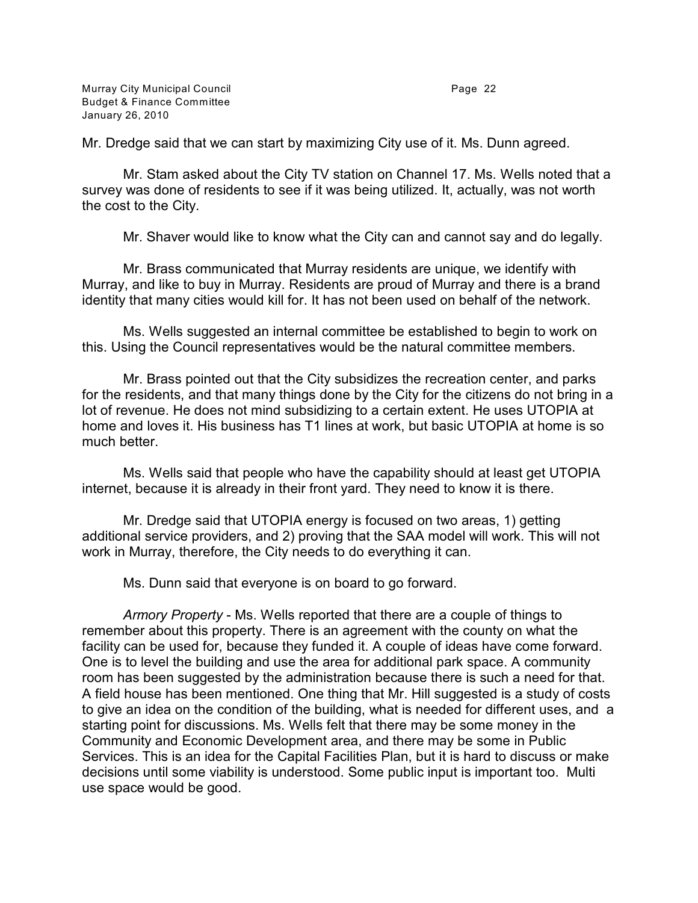Mr. Dredge said that we can start by maximizing City use of it. Ms. Dunn agreed.

Mr. Stam asked about the City TV station on Channel 17. Ms. Wells noted that a survey was done of residents to see if it was being utilized. It, actually, was not worth the cost to the City.

Mr. Shaver would like to know what the City can and cannot say and do legally.

Mr. Brass communicated that Murray residents are unique, we identify with Murray, and like to buy in Murray. Residents are proud of Murray and there is a brand identity that many cities would kill for. It has not been used on behalf of the network.

Ms. Wells suggested an internal committee be established to begin to work on this. Using the Council representatives would be the natural committee members.

Mr. Brass pointed out that the City subsidizes the recreation center, and parks for the residents, and that many things done by the City for the citizens do not bring in a lot of revenue. He does not mind subsidizing to a certain extent. He uses UTOPIA at home and loves it. His business has T1 lines at work, but basic UTOPIA at home is so much better.

Ms. Wells said that people who have the capability should at least get UTOPIA internet, because it is already in their front yard. They need to know it is there.

Mr. Dredge said that UTOPIA energy is focused on two areas, 1) getting additional service providers, and 2) proving that the SAA model will work. This will not work in Murray, therefore, the City needs to do everything it can.

Ms. Dunn said that everyone is on board to go forward.

*Armory Property* - Ms. Wells reported that there are a couple of things to remember about this property. There is an agreement with the county on what the facility can be used for, because they funded it. A couple of ideas have come forward. One is to level the building and use the area for additional park space. A community room has been suggested by the administration because there is such a need for that. A field house has been mentioned. One thing that Mr. Hill suggested is a study of costs to give an idea on the condition of the building, what is needed for different uses, and a starting point for discussions. Ms. Wells felt that there may be some money in the Community and Economic Development area, and there may be some in Public Services. This is an idea for the Capital Facilities Plan, but it is hard to discuss or make decisions until some viability is understood. Some public input is important too. Multi use space would be good.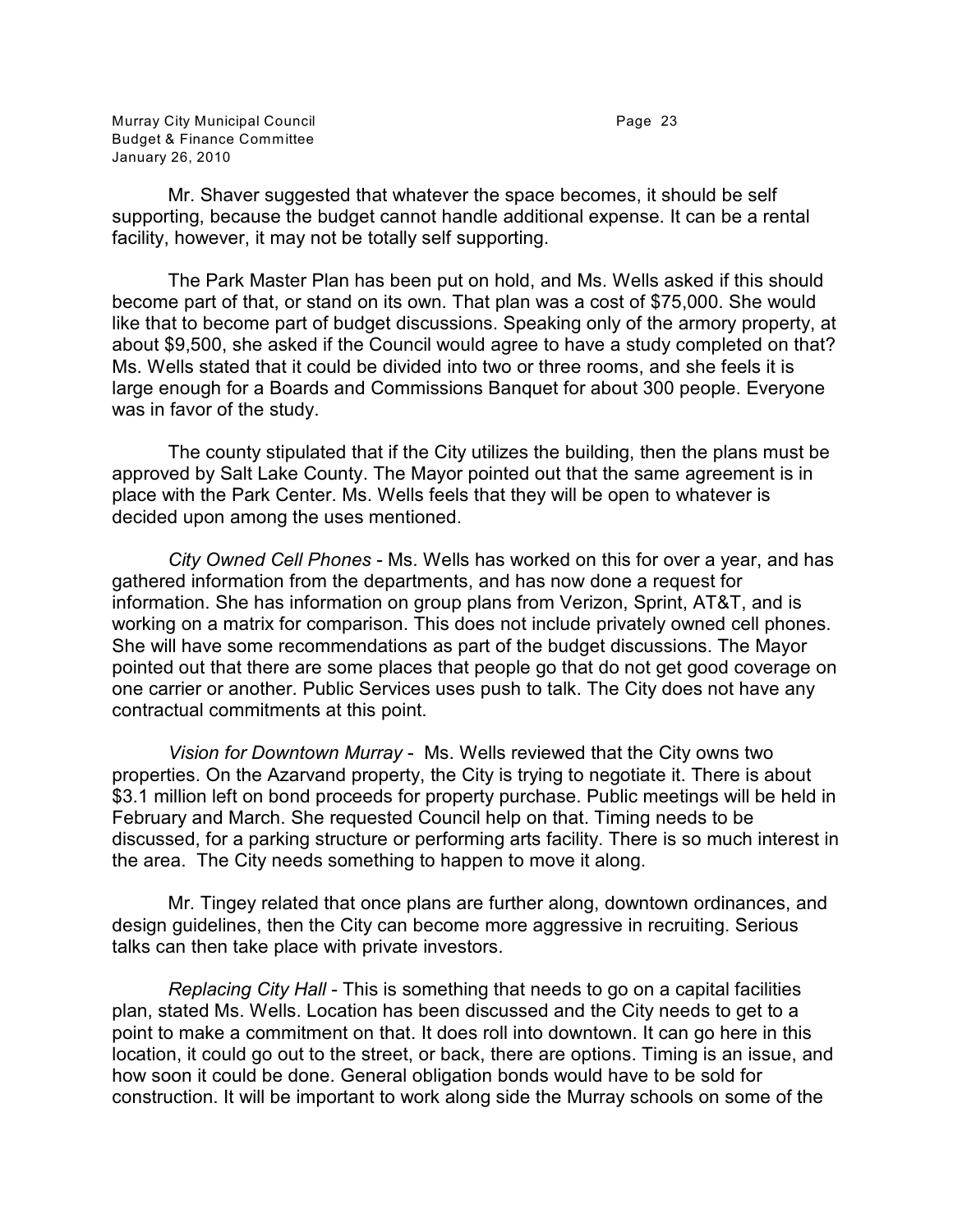Mr. Shaver suggested that whatever the space becomes, it should be self supporting, because the budget cannot handle additional expense. It can be a rental facility, however, it may not be totally self supporting.

The Park Master Plan has been put on hold, and Ms. Wells asked if this should become part of that, or stand on its own. That plan was a cost of $75,000. She would like that to become part of budget discussions. Speaking only of the armory property, at about $9,500, she asked if the Council would agree to have a study completed on that? Ms. Wells stated that it could be divided into two or three rooms, and she feels it is large enough for a Boards and Commissions Banquet for about 300 people. Everyone was in favor of the study.

The county stipulated that if the City utilizes the building, then the plans must be approved by Salt Lake County. The Mayor pointed out that the same agreement is in place with the Park Center. Ms. Wells feels that they will be open to whatever is decided upon among the uses mentioned.

*City Owned Cell Phones* - Ms. Wells has worked on this for over a year, and has gathered information from the departments, and has now done a request for information. She has information on group plans from Verizon, Sprint, AT&T, and is working on a matrix for comparison. This does not include privately owned cell phones. She will have some recommendations as part of the budget discussions. The Mayor pointed out that there are some places that people go that do not get good coverage on one carrier or another. Public Services uses push to talk. The City does not have any contractual commitments at this point.

*Vision for Downtown Murray* - Ms. Wells reviewed that the City owns two properties. On the Azarvand property, the City is trying to negotiate it. There is about $3.1 million left on bond proceeds for property purchase. Public meetings will be held in February and March. She requested Council help on that. Timing needs to be discussed, for a parking structure or performing arts facility. There is so much interest in the area. The City needs something to happen to move it along.

Mr. Tingey related that once plans are further along, downtown ordinances, and design guidelines, then the City can become more aggressive in recruiting. Serious talks can then take place with private investors.

*Replacing City Hall* - This is something that needs to go on a capital facilities plan, stated Ms. Wells. Location has been discussed and the City needs to get to a point to make a commitment on that. It does roll into downtown. It can go here in this location, it could go out to the street, or back, there are options. Timing is an issue, and how soon it could be done. General obligation bonds would have to be sold for construction. It will be important to work along side the Murray schools on some of the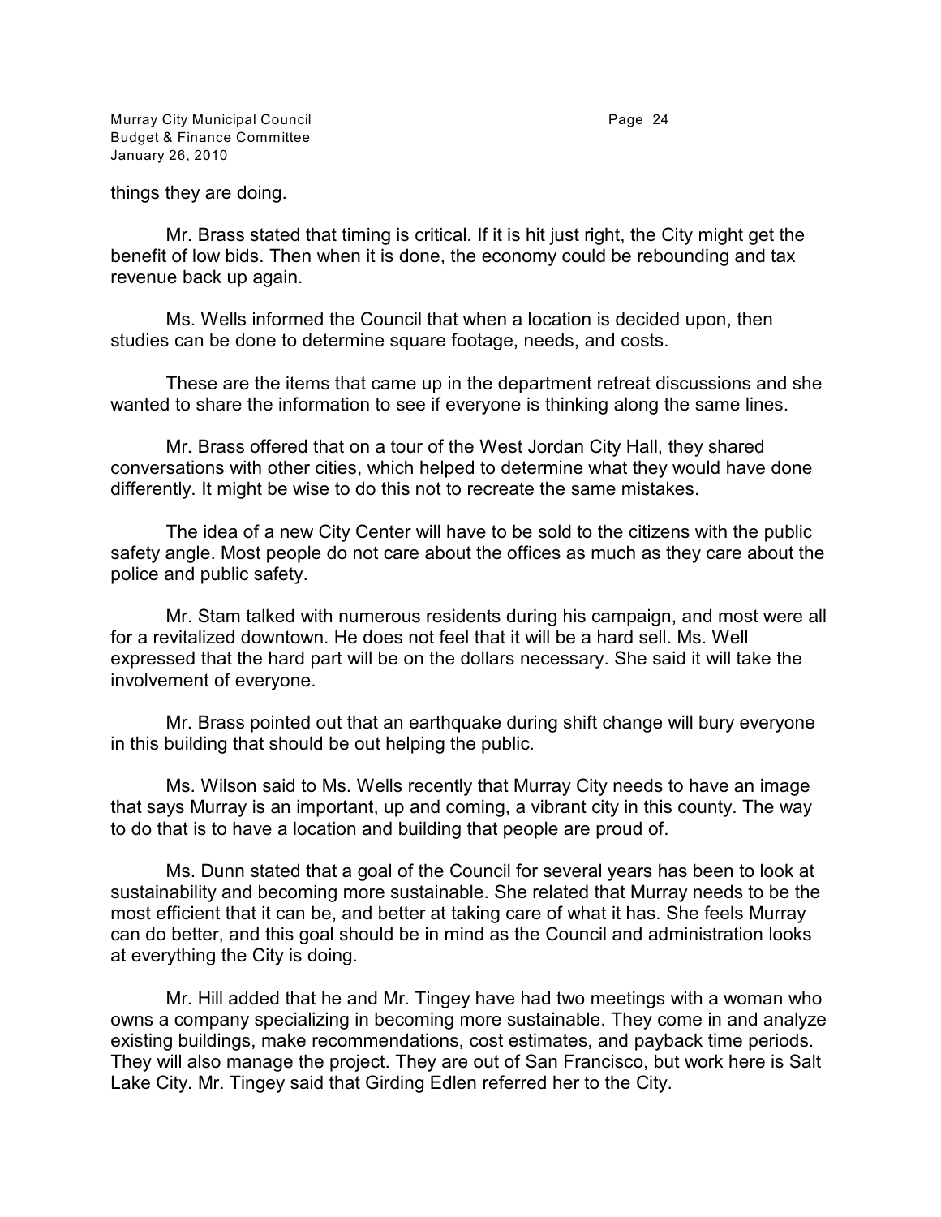things they are doing.

Mr. Brass stated that timing is critical. If it is hit just right, the City might get the benefit of low bids. Then when it is done, the economy could be rebounding and tax revenue back up again.

Ms. Wells informed the Council that when a location is decided upon, then studies can be done to determine square footage, needs, and costs.

These are the items that came up in the department retreat discussions and she wanted to share the information to see if everyone is thinking along the same lines.

Mr. Brass offered that on a tour of the West Jordan City Hall, they shared conversations with other cities, which helped to determine what they would have done differently. It might be wise to do this not to recreate the same mistakes.

The idea of a new City Center will have to be sold to the citizens with the public safety angle. Most people do not care about the offices as much as they care about the police and public safety.

Mr. Stam talked with numerous residents during his campaign, and most were all for a revitalized downtown. He does not feel that it will be a hard sell. Ms. Well expressed that the hard part will be on the dollars necessary. She said it will take the involvement of everyone.

Mr. Brass pointed out that an earthquake during shift change will bury everyone in this building that should be out helping the public.

Ms. Wilson said to Ms. Wells recently that Murray City needs to have an image that says Murray is an important, up and coming, a vibrant city in this county. The way to do that is to have a location and building that people are proud of.

Ms. Dunn stated that a goal of the Council for several years has been to look at sustainability and becoming more sustainable. She related that Murray needs to be the most efficient that it can be, and better at taking care of what it has. She feels Murray can do better, and this goal should be in mind as the Council and administration looks at everything the City is doing.

Mr. Hill added that he and Mr. Tingey have had two meetings with a woman who owns a company specializing in becoming more sustainable. They come in and analyze existing buildings, make recommendations, cost estimates, and payback time periods. They will also manage the project. They are out of San Francisco, but work here is Salt Lake City. Mr. Tingey said that Girding Edlen referred her to the City.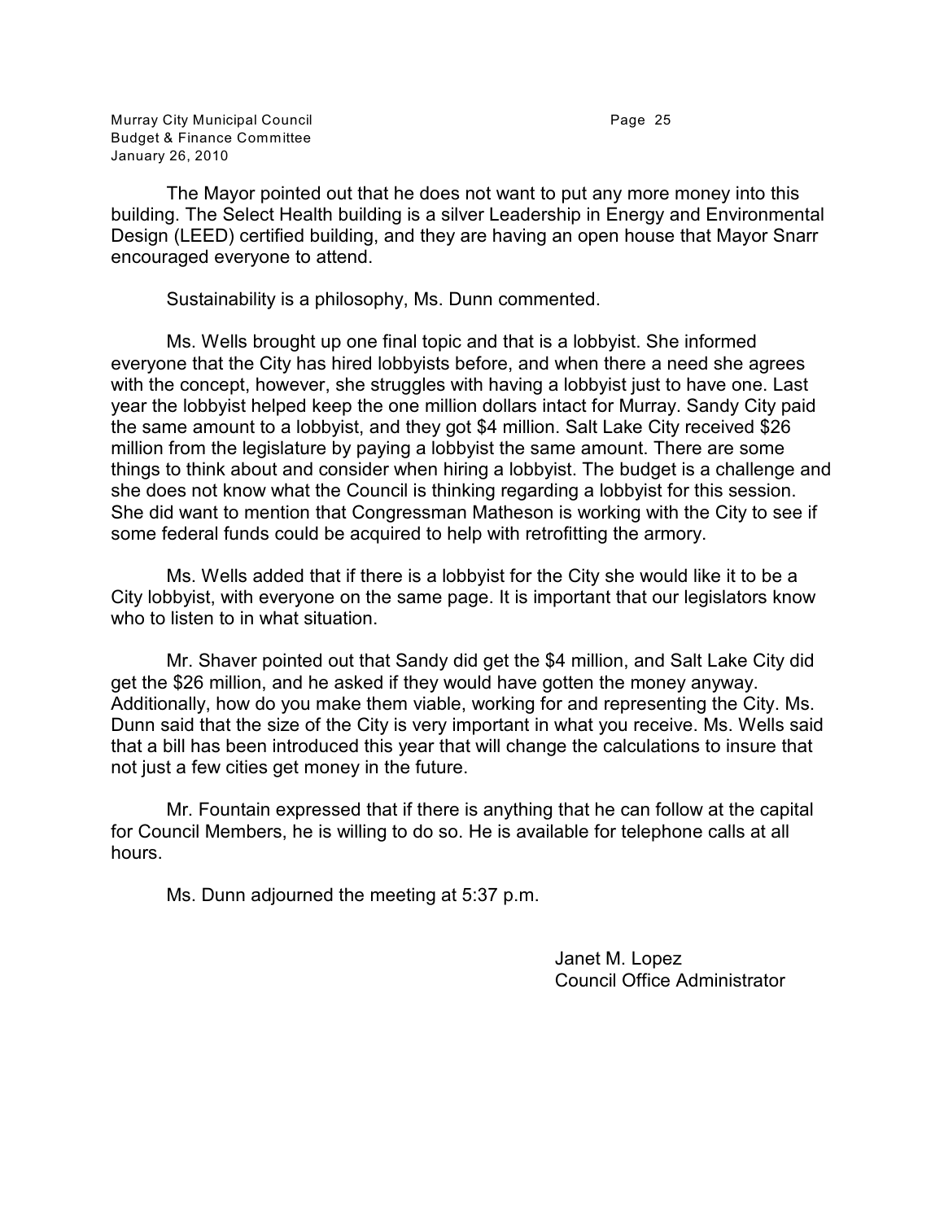The Mayor pointed out that he does not want to put any more money into this building. The Select Health building is a silver Leadership in Energy and Environmental Design (LEED) certified building, and they are having an open house that Mayor Snarr encouraged everyone to attend.

Sustainability is a philosophy, Ms. Dunn commented.

Ms. Wells brought up one final topic and that is a lobbyist. She informed everyone that the City has hired lobbyists before, and when there a need she agrees with the concept, however, she struggles with having a lobbyist just to have one. Last year the lobbyist helped keep the one million dollars intact for Murray. Sandy City paid the same amount to a lobbyist, and they got $4 million. Salt Lake City received $26 million from the legislature by paying a lobbyist the same amount. There are some things to think about and consider when hiring a lobbyist. The budget is a challenge and she does not know what the Council is thinking regarding a lobbyist for this session. She did want to mention that Congressman Matheson is working with the City to see if some federal funds could be acquired to help with retrofitting the armory.

Ms. Wells added that if there is a lobbyist for the City she would like it to be a City lobbyist, with everyone on the same page. It is important that our legislators know who to listen to in what situation.

Mr. Shaver pointed out that Sandy did get the $4 million, and Salt Lake City did get the $26 million, and he asked if they would have gotten the money anyway. Additionally, how do you make them viable, working for and representing the City. Ms. Dunn said that the size of the City is very important in what you receive. Ms. Wells said that a bill has been introduced this year that will change the calculations to insure that not just a few cities get money in the future.

Mr. Fountain expressed that if there is anything that he can follow at the capital for Council Members, he is willing to do so. He is available for telephone calls at all hours.

Ms. Dunn adjourned the meeting at 5:37 p.m.

Janet M. Lopez
Council Office Administrator